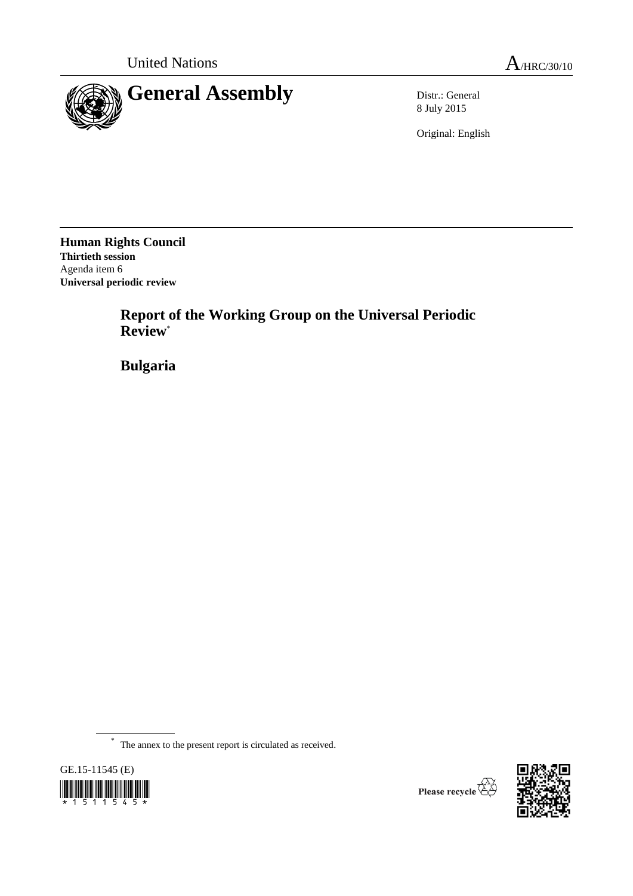United Nations A/HRC/30/10

# General Assembly

Distr.: General
8 July 2015

Original: English

**Human Rights Council**
**Thirtieth session**
Agenda item 6
**Universal periodic review**

## Report of the Working Group on the Universal Periodic Review[*]

## Bulgaria

[*] The annex to the present report is circulated as received.

GE.15-11545 (E)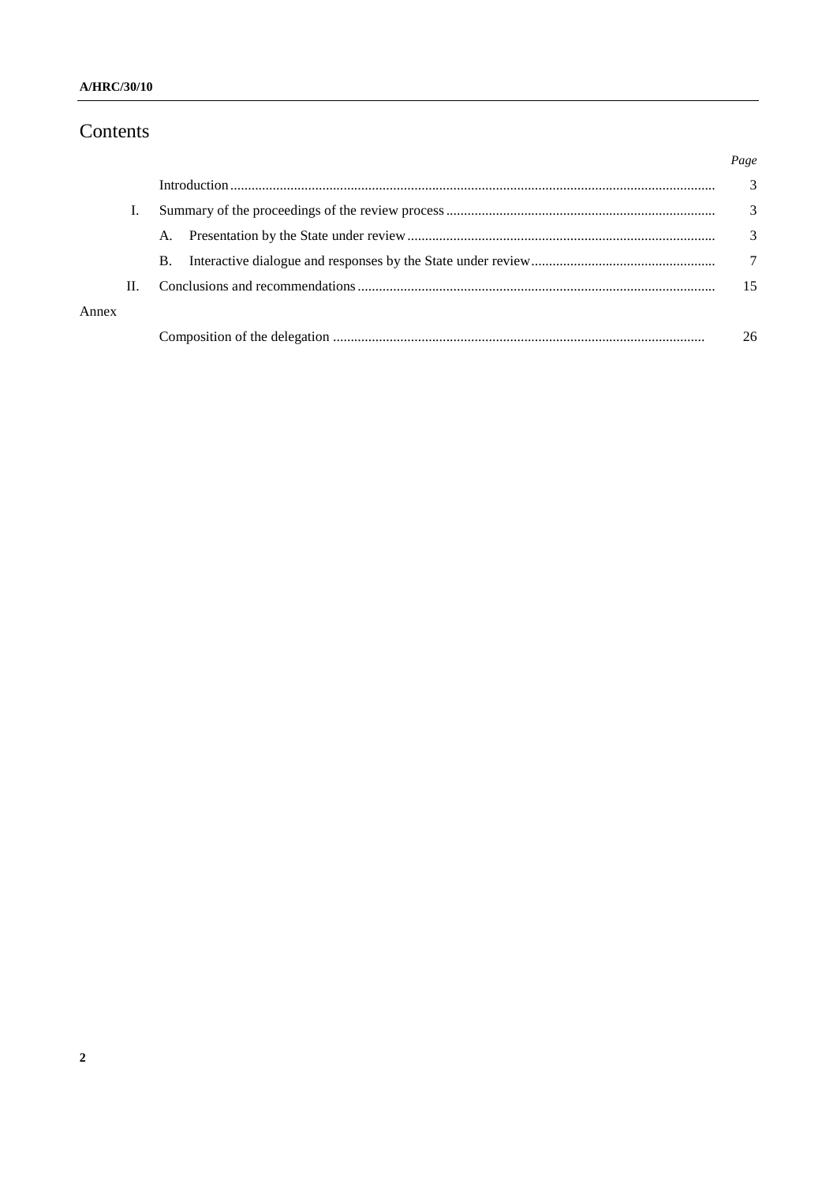# Contents

| | | Page |
|---|---|---|
| | Introduction | 3 |
| I. | Summary of the proceedings of the review process | 3 |
| | A. Presentation by the State under review | 3 |
| | B. Interactive dialogue and responses by the State under review | 7 |
| II. | Conclusions and recommendations | 15 |
| Annex | | |
| | Composition of the delegation | 26 |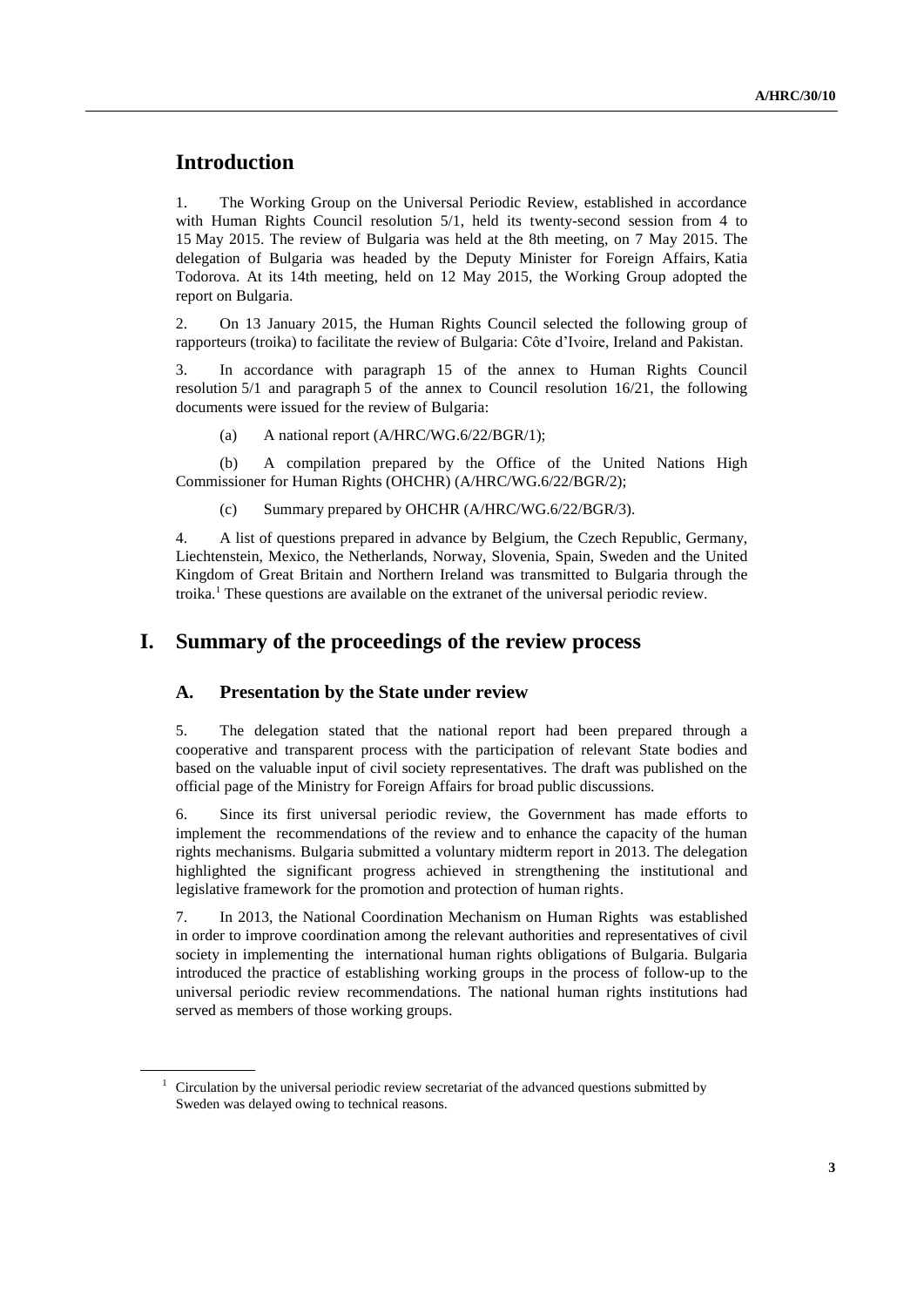# Introduction

1. The Working Group on the Universal Periodic Review, established in accordance with Human Rights Council resolution 5/1, held its twenty-second session from 4 to 15 May 2015. The review of Bulgaria was held at the 8th meeting, on 7 May 2015. The delegation of Bulgaria was headed by the Deputy Minister for Foreign Affairs, Katia Todorova. At its 14th meeting, held on 12 May 2015, the Working Group adopted the report on Bulgaria.

2. On 13 January 2015, the Human Rights Council selected the following group of rapporteurs (troika) to facilitate the review of Bulgaria: Côte d'Ivoire, Ireland and Pakistan.

3. In accordance with paragraph 15 of the annex to Human Rights Council resolution 5/1 and paragraph 5 of the annex to Council resolution 16/21, the following documents were issued for the review of Bulgaria:

(a) A national report (A/HRC/WG.6/22/BGR/1);

(b) A compilation prepared by the Office of the United Nations High Commissioner for Human Rights (OHCHR) (A/HRC/WG.6/22/BGR/2);

(c) Summary prepared by OHCHR (A/HRC/WG.6/22/BGR/3).

4. A list of questions prepared in advance by Belgium, the Czech Republic, Germany, Liechtenstein, Mexico, the Netherlands, Norway, Slovenia, Spain, Sweden and the United Kingdom of Great Britain and Northern Ireland was transmitted to Bulgaria through the troika.[1] These questions are available on the extranet of the universal periodic review.

# I. Summary of the proceedings of the review process

## A. Presentation by the State under review

5. The delegation stated that the national report had been prepared through a cooperative and transparent process with the participation of relevant State bodies and based on the valuable input of civil society representatives. The draft was published on the official page of the Ministry for Foreign Affairs for broad public discussions.

6. Since its first universal periodic review, the Government has made efforts to implement the recommendations of the review and to enhance the capacity of the human rights mechanisms. Bulgaria submitted a voluntary midterm report in 2013. The delegation highlighted the significant progress achieved in strengthening the institutional and legislative framework for the promotion and protection of human rights.

7. In 2013, the National Coordination Mechanism on Human Rights was established in order to improve coordination among the relevant authorities and representatives of civil society in implementing the international human rights obligations of Bulgaria. Bulgaria introduced the practice of establishing working groups in the process of follow-up to the universal periodic review recommendations. The national human rights institutions had served as members of those working groups.

[1] Circulation by the universal periodic review secretariat of the advanced questions submitted by Sweden was delayed owing to technical reasons.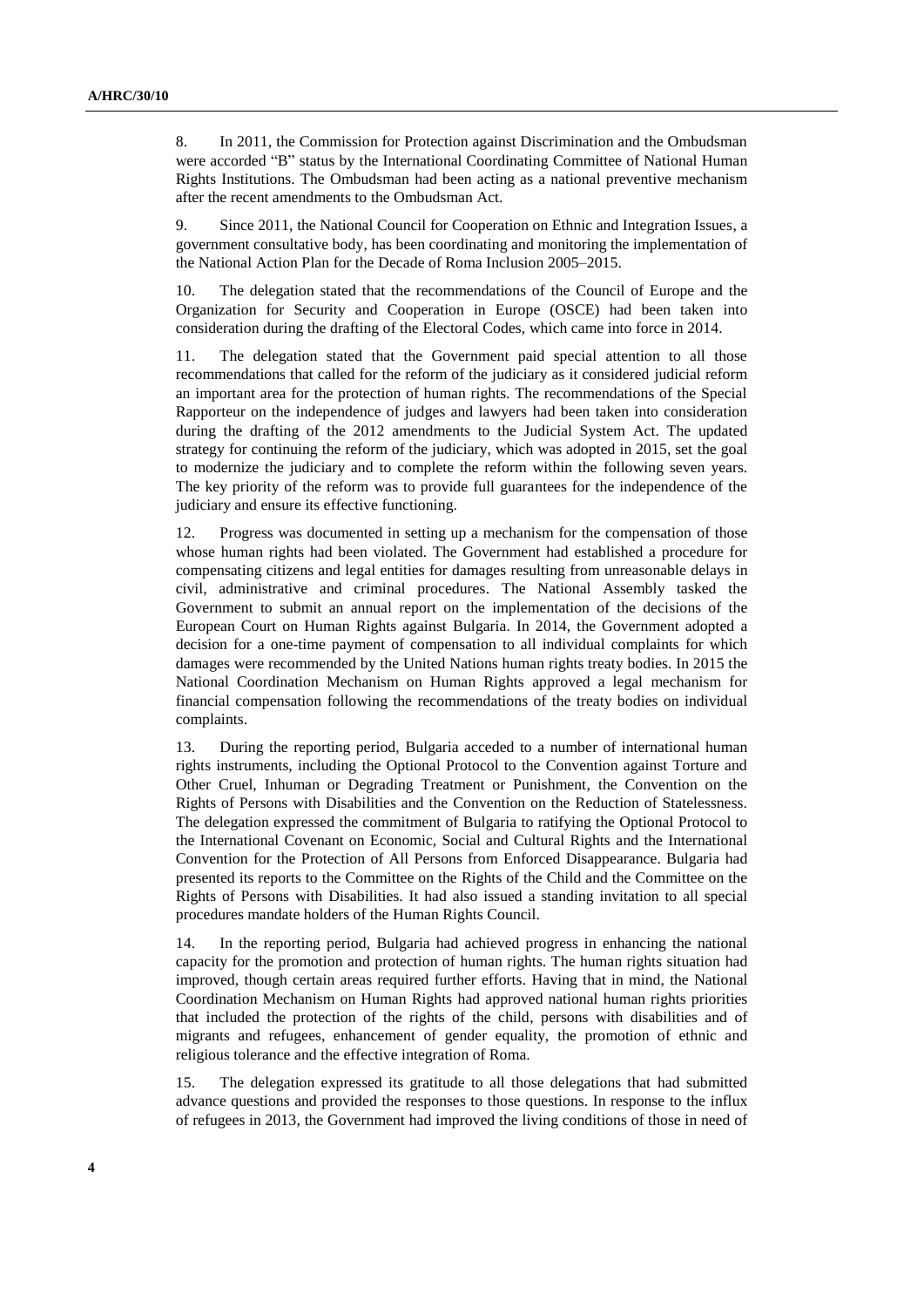8. In 2011, the Commission for Protection against Discrimination and the Ombudsman were accorded "B" status by the International Coordinating Committee of National Human Rights Institutions. The Ombudsman had been acting as a national preventive mechanism after the recent amendments to the Ombudsman Act.

9. Since 2011, the National Council for Cooperation on Ethnic and Integration Issues, a government consultative body, has been coordinating and monitoring the implementation of the National Action Plan for the Decade of Roma Inclusion 2005–2015.

10. The delegation stated that the recommendations of the Council of Europe and the Organization for Security and Cooperation in Europe (OSCE) had been taken into consideration during the drafting of the Electoral Codes, which came into force in 2014.

11. The delegation stated that the Government paid special attention to all those recommendations that called for the reform of the judiciary as it considered judicial reform an important area for the protection of human rights. The recommendations of the Special Rapporteur on the independence of judges and lawyers had been taken into consideration during the drafting of the 2012 amendments to the Judicial System Act. The updated strategy for continuing the reform of the judiciary, which was adopted in 2015, set the goal to modernize the judiciary and to complete the reform within the following seven years. The key priority of the reform was to provide full guarantees for the independence of the judiciary and ensure its effective functioning.

12. Progress was documented in setting up a mechanism for the compensation of those whose human rights had been violated. The Government had established a procedure for compensating citizens and legal entities for damages resulting from unreasonable delays in civil, administrative and criminal procedures. The National Assembly tasked the Government to submit an annual report on the implementation of the decisions of the European Court on Human Rights against Bulgaria. In 2014, the Government adopted a decision for a one-time payment of compensation to all individual complaints for which damages were recommended by the United Nations human rights treaty bodies. In 2015 the National Coordination Mechanism on Human Rights approved a legal mechanism for financial compensation following the recommendations of the treaty bodies on individual complaints.

13. During the reporting period, Bulgaria acceded to a number of international human rights instruments, including the Optional Protocol to the Convention against Torture and Other Cruel, Inhuman or Degrading Treatment or Punishment, the Convention on the Rights of Persons with Disabilities and the Convention on the Reduction of Statelessness. The delegation expressed the commitment of Bulgaria to ratifying the Optional Protocol to the International Covenant on Economic, Social and Cultural Rights and the International Convention for the Protection of All Persons from Enforced Disappearance. Bulgaria had presented its reports to the Committee on the Rights of the Child and the Committee on the Rights of Persons with Disabilities. It had also issued a standing invitation to all special procedures mandate holders of the Human Rights Council.

14. In the reporting period, Bulgaria had achieved progress in enhancing the national capacity for the promotion and protection of human rights. The human rights situation had improved, though certain areas required further efforts. Having that in mind, the National Coordination Mechanism on Human Rights had approved national human rights priorities that included the protection of the rights of the child, persons with disabilities and of migrants and refugees, enhancement of gender equality, the promotion of ethnic and religious tolerance and the effective integration of Roma.

15. The delegation expressed its gratitude to all those delegations that had submitted advance questions and provided the responses to those questions. In response to the influx of refugees in 2013, the Government had improved the living conditions of those in need of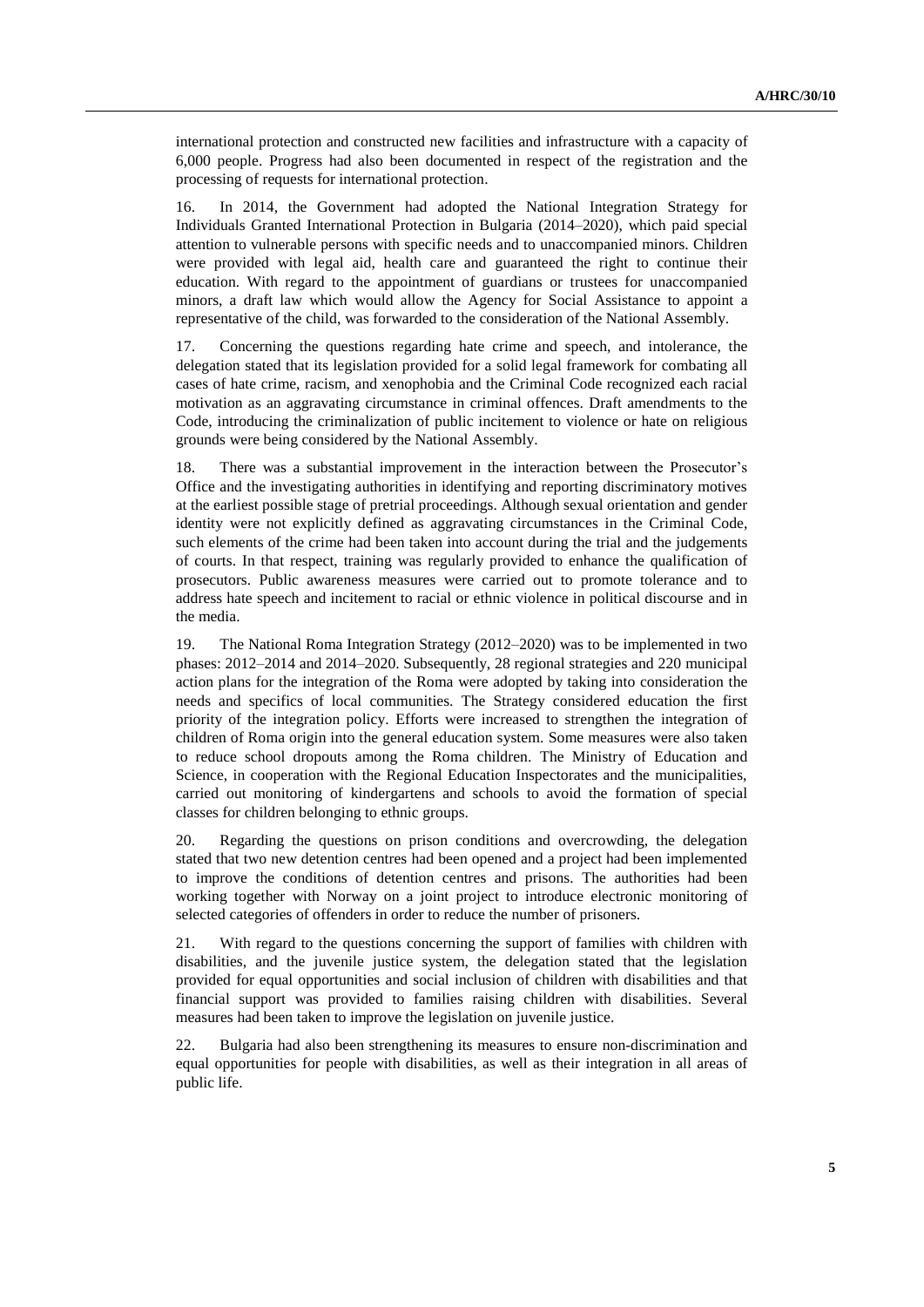international protection and constructed new facilities and infrastructure with a capacity of 6,000 people. Progress had also been documented in respect of the registration and the processing of requests for international protection.

16. In 2014, the Government had adopted the National Integration Strategy for Individuals Granted International Protection in Bulgaria (2014–2020), which paid special attention to vulnerable persons with specific needs and to unaccompanied minors. Children were provided with legal aid, health care and guaranteed the right to continue their education. With regard to the appointment of guardians or trustees for unaccompanied minors, a draft law which would allow the Agency for Social Assistance to appoint a representative of the child, was forwarded to the consideration of the National Assembly.

17. Concerning the questions regarding hate crime and speech, and intolerance, the delegation stated that its legislation provided for a solid legal framework for combating all cases of hate crime, racism, and xenophobia and the Criminal Code recognized each racial motivation as an aggravating circumstance in criminal offences. Draft amendments to the Code, introducing the criminalization of public incitement to violence or hate on religious grounds were being considered by the National Assembly.

18. There was a substantial improvement in the interaction between the Prosecutor's Office and the investigating authorities in identifying and reporting discriminatory motives at the earliest possible stage of pretrial proceedings. Although sexual orientation and gender identity were not explicitly defined as aggravating circumstances in the Criminal Code, such elements of the crime had been taken into account during the trial and the judgements of courts. In that respect, training was regularly provided to enhance the qualification of prosecutors. Public awareness measures were carried out to promote tolerance and to address hate speech and incitement to racial or ethnic violence in political discourse and in the media.

19. The National Roma Integration Strategy (2012–2020) was to be implemented in two phases: 2012–2014 and 2014–2020. Subsequently, 28 regional strategies and 220 municipal action plans for the integration of the Roma were adopted by taking into consideration the needs and specifics of local communities. The Strategy considered education the first priority of the integration policy. Efforts were increased to strengthen the integration of children of Roma origin into the general education system. Some measures were also taken to reduce school dropouts among the Roma children. The Ministry of Education and Science, in cooperation with the Regional Education Inspectorates and the municipalities, carried out monitoring of kindergartens and schools to avoid the formation of special classes for children belonging to ethnic groups.

20. Regarding the questions on prison conditions and overcrowding, the delegation stated that two new detention centres had been opened and a project had been implemented to improve the conditions of detention centres and prisons. The authorities had been working together with Norway on a joint project to introduce electronic monitoring of selected categories of offenders in order to reduce the number of prisoners.

21. With regard to the questions concerning the support of families with children with disabilities, and the juvenile justice system, the delegation stated that the legislation provided for equal opportunities and social inclusion of children with disabilities and that financial support was provided to families raising children with disabilities. Several measures had been taken to improve the legislation on juvenile justice.

22. Bulgaria had also been strengthening its measures to ensure non-discrimination and equal opportunities for people with disabilities, as well as their integration in all areas of public life.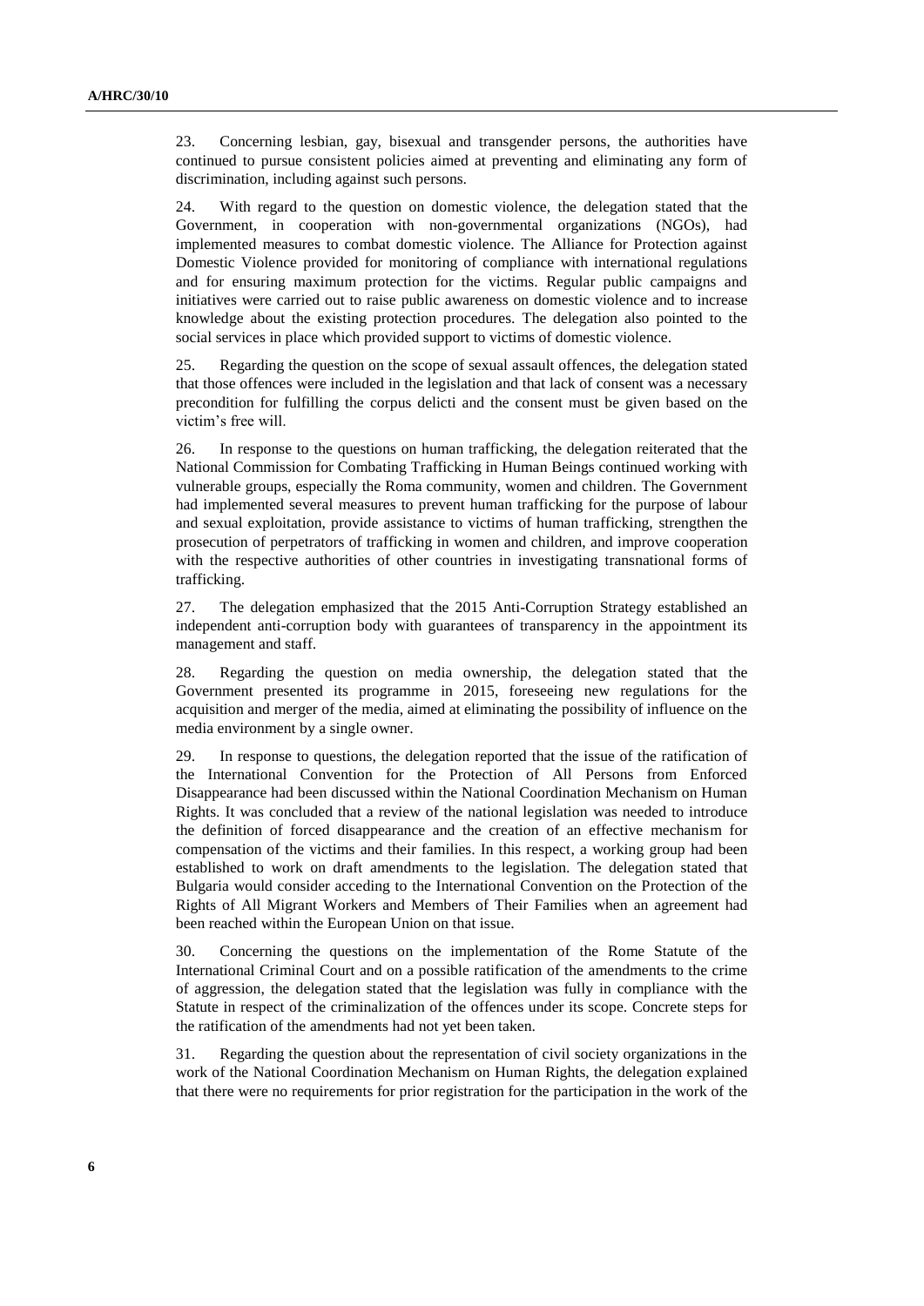23. Concerning lesbian, gay, bisexual and transgender persons, the authorities have continued to pursue consistent policies aimed at preventing and eliminating any form of discrimination, including against such persons.

24. With regard to the question on domestic violence, the delegation stated that the Government, in cooperation with non-governmental organizations (NGOs), had implemented measures to combat domestic violence. The Alliance for Protection against Domestic Violence provided for monitoring of compliance with international regulations and for ensuring maximum protection for the victims. Regular public campaigns and initiatives were carried out to raise public awareness on domestic violence and to increase knowledge about the existing protection procedures. The delegation also pointed to the social services in place which provided support to victims of domestic violence.

25. Regarding the question on the scope of sexual assault offences, the delegation stated that those offences were included in the legislation and that lack of consent was a necessary precondition for fulfilling the corpus delicti and the consent must be given based on the victim's free will.

26. In response to the questions on human trafficking, the delegation reiterated that the National Commission for Combating Trafficking in Human Beings continued working with vulnerable groups, especially the Roma community, women and children. The Government had implemented several measures to prevent human trafficking for the purpose of labour and sexual exploitation, provide assistance to victims of human trafficking, strengthen the prosecution of perpetrators of trafficking in women and children, and improve cooperation with the respective authorities of other countries in investigating transnational forms of trafficking.

27. The delegation emphasized that the 2015 Anti-Corruption Strategy established an independent anti-corruption body with guarantees of transparency in the appointment its management and staff.

28. Regarding the question on media ownership, the delegation stated that the Government presented its programme in 2015, foreseeing new regulations for the acquisition and merger of the media, aimed at eliminating the possibility of influence on the media environment by a single owner.

29. In response to questions, the delegation reported that the issue of the ratification of the International Convention for the Protection of All Persons from Enforced Disappearance had been discussed within the National Coordination Mechanism on Human Rights. It was concluded that a review of the national legislation was needed to introduce the definition of forced disappearance and the creation of an effective mechanism for compensation of the victims and their families. In this respect, a working group had been established to work on draft amendments to the legislation. The delegation stated that Bulgaria would consider acceding to the International Convention on the Protection of the Rights of All Migrant Workers and Members of Their Families when an agreement had been reached within the European Union on that issue.

30. Concerning the questions on the implementation of the Rome Statute of the International Criminal Court and on a possible ratification of the amendments to the crime of aggression, the delegation stated that the legislation was fully in compliance with the Statute in respect of the criminalization of the offences under its scope. Concrete steps for the ratification of the amendments had not yet been taken.

31. Regarding the question about the representation of civil society organizations in the work of the National Coordination Mechanism on Human Rights, the delegation explained that there were no requirements for prior registration for the participation in the work of the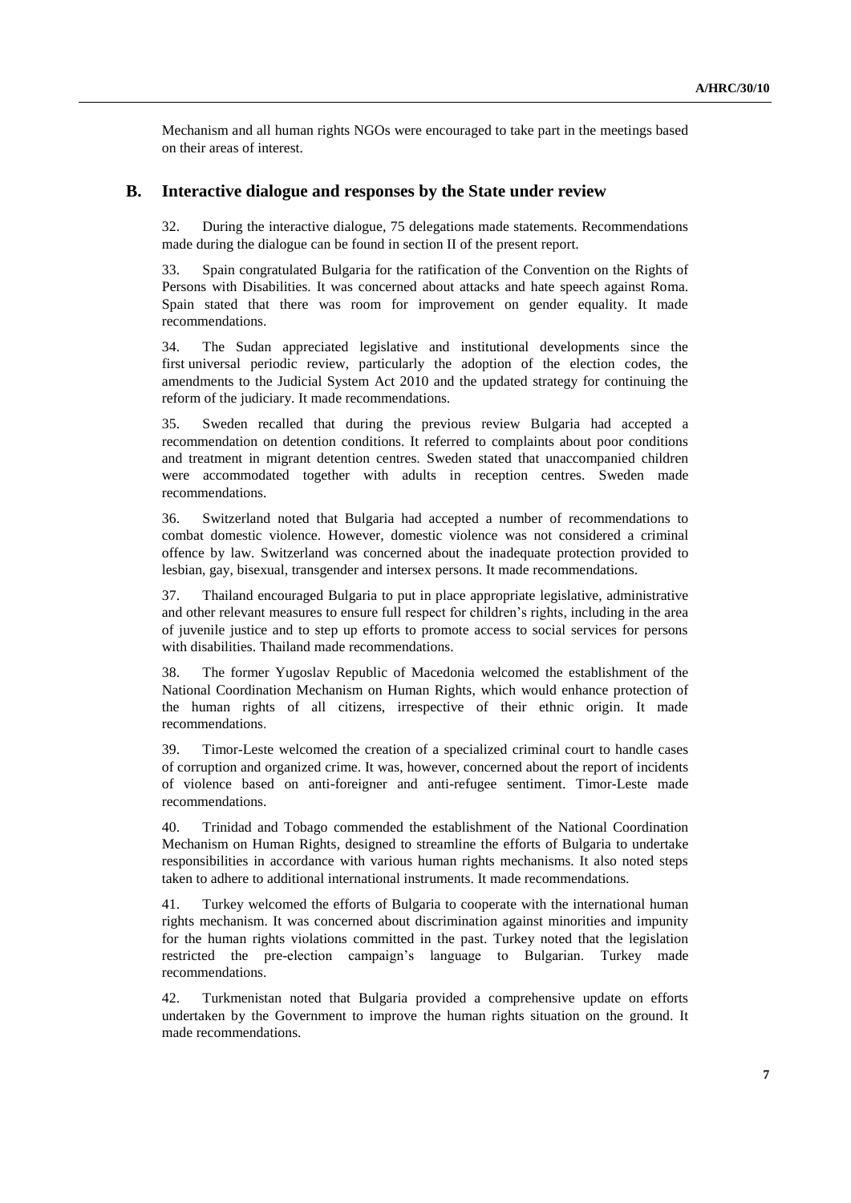Mechanism and all human rights NGOs were encouraged to take part in the meetings based on their areas of interest.

## B. Interactive dialogue and responses by the State under review

32. During the interactive dialogue, 75 delegations made statements. Recommendations made during the dialogue can be found in section II of the present report.

33. Spain congratulated Bulgaria for the ratification of the Convention on the Rights of Persons with Disabilities. It was concerned about attacks and hate speech against Roma. Spain stated that there was room for improvement on gender equality. It made recommendations.

34. The Sudan appreciated legislative and institutional developments since the first universal periodic review, particularly the adoption of the election codes, the amendments to the Judicial System Act 2010 and the updated strategy for continuing the reform of the judiciary. It made recommendations.

35. Sweden recalled that during the previous review Bulgaria had accepted a recommendation on detention conditions. It referred to complaints about poor conditions and treatment in migrant detention centres. Sweden stated that unaccompanied children were accommodated together with adults in reception centres. Sweden made recommendations.

36. Switzerland noted that Bulgaria had accepted a number of recommendations to combat domestic violence. However, domestic violence was not considered a criminal offence by law. Switzerland was concerned about the inadequate protection provided to lesbian, gay, bisexual, transgender and intersex persons. It made recommendations.

37. Thailand encouraged Bulgaria to put in place appropriate legislative, administrative and other relevant measures to ensure full respect for children's rights, including in the area of juvenile justice and to step up efforts to promote access to social services for persons with disabilities. Thailand made recommendations.

38. The former Yugoslav Republic of Macedonia welcomed the establishment of the National Coordination Mechanism on Human Rights, which would enhance protection of the human rights of all citizens, irrespective of their ethnic origin. It made recommendations.

39. Timor-Leste welcomed the creation of a specialized criminal court to handle cases of corruption and organized crime. It was, however, concerned about the report of incidents of violence based on anti-foreigner and anti-refugee sentiment. Timor-Leste made recommendations.

40. Trinidad and Tobago commended the establishment of the National Coordination Mechanism on Human Rights, designed to streamline the efforts of Bulgaria to undertake responsibilities in accordance with various human rights mechanisms. It also noted steps taken to adhere to additional international instruments. It made recommendations.

41. Turkey welcomed the efforts of Bulgaria to cooperate with the international human rights mechanism. It was concerned about discrimination against minorities and impunity for the human rights violations committed in the past. Turkey noted that the legislation restricted the pre-election campaign's language to Bulgarian. Turkey made recommendations.

42. Turkmenistan noted that Bulgaria provided a comprehensive update on efforts undertaken by the Government to improve the human rights situation on the ground. It made recommendations.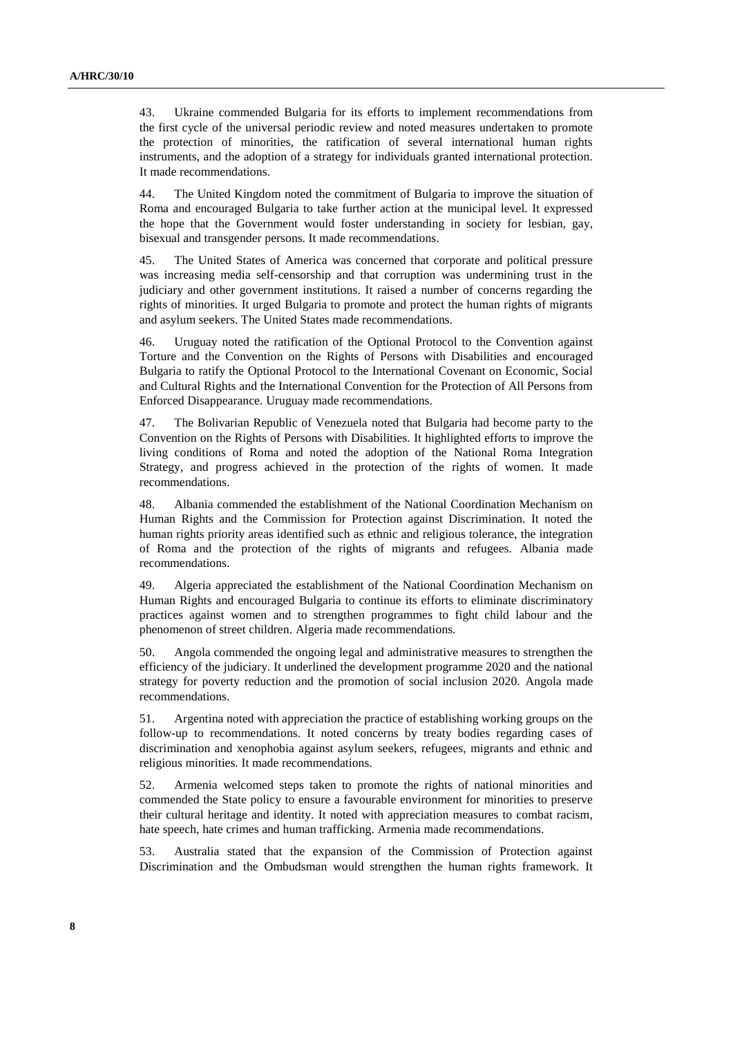43. Ukraine commended Bulgaria for its efforts to implement recommendations from the first cycle of the universal periodic review and noted measures undertaken to promote the protection of minorities, the ratification of several international human rights instruments, and the adoption of a strategy for individuals granted international protection. It made recommendations.

44. The United Kingdom noted the commitment of Bulgaria to improve the situation of Roma and encouraged Bulgaria to take further action at the municipal level. It expressed the hope that the Government would foster understanding in society for lesbian, gay, bisexual and transgender persons. It made recommendations.

45. The United States of America was concerned that corporate and political pressure was increasing media self-censorship and that corruption was undermining trust in the judiciary and other government institutions. It raised a number of concerns regarding the rights of minorities. It urged Bulgaria to promote and protect the human rights of migrants and asylum seekers. The United States made recommendations.

46. Uruguay noted the ratification of the Optional Protocol to the Convention against Torture and the Convention on the Rights of Persons with Disabilities and encouraged Bulgaria to ratify the Optional Protocol to the International Covenant on Economic, Social and Cultural Rights and the International Convention for the Protection of All Persons from Enforced Disappearance. Uruguay made recommendations.

47. The Bolivarian Republic of Venezuela noted that Bulgaria had become party to the Convention on the Rights of Persons with Disabilities. It highlighted efforts to improve the living conditions of Roma and noted the adoption of the National Roma Integration Strategy, and progress achieved in the protection of the rights of women. It made recommendations.

48. Albania commended the establishment of the National Coordination Mechanism on Human Rights and the Commission for Protection against Discrimination. It noted the human rights priority areas identified such as ethnic and religious tolerance, the integration of Roma and the protection of the rights of migrants and refugees. Albania made recommendations.

49. Algeria appreciated the establishment of the National Coordination Mechanism on Human Rights and encouraged Bulgaria to continue its efforts to eliminate discriminatory practices against women and to strengthen programmes to fight child labour and the phenomenon of street children. Algeria made recommendations.

50. Angola commended the ongoing legal and administrative measures to strengthen the efficiency of the judiciary. It underlined the development programme 2020 and the national strategy for poverty reduction and the promotion of social inclusion 2020. Angola made recommendations.

51. Argentina noted with appreciation the practice of establishing working groups on the follow-up to recommendations. It noted concerns by treaty bodies regarding cases of discrimination and xenophobia against asylum seekers, refugees, migrants and ethnic and religious minorities. It made recommendations.

52. Armenia welcomed steps taken to promote the rights of national minorities and commended the State policy to ensure a favourable environment for minorities to preserve their cultural heritage and identity. It noted with appreciation measures to combat racism, hate speech, hate crimes and human trafficking. Armenia made recommendations.

53. Australia stated that the expansion of the Commission of Protection against Discrimination and the Ombudsman would strengthen the human rights framework. It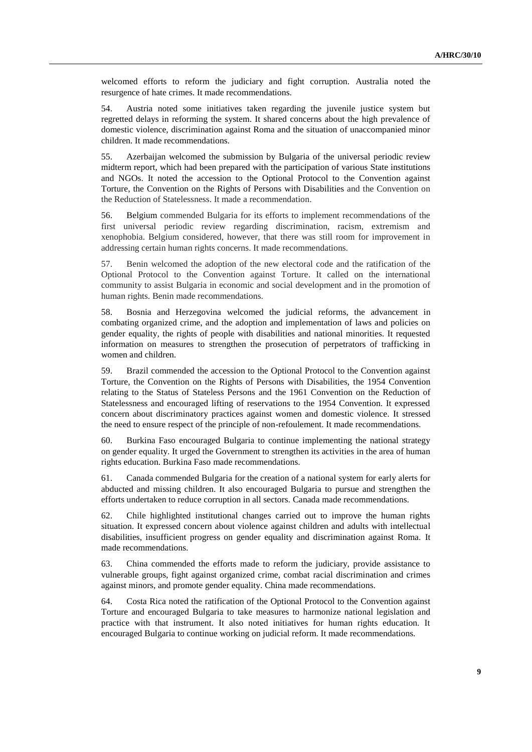welcomed efforts to reform the judiciary and fight corruption. Australia noted the resurgence of hate crimes. It made recommendations.

54. Austria noted some initiatives taken regarding the juvenile justice system but regretted delays in reforming the system. It shared concerns about the high prevalence of domestic violence, discrimination against Roma and the situation of unaccompanied minor children. It made recommendations.

55. Azerbaijan welcomed the submission by Bulgaria of the universal periodic review midterm report, which had been prepared with the participation of various State institutions and NGOs. It noted the accession to the Optional Protocol to the Convention against Torture, the Convention on the Rights of Persons with Disabilities and the Convention on the Reduction of Statelessness. It made a recommendation.

56. Belgium commended Bulgaria for its efforts to implement recommendations of the first universal periodic review regarding discrimination, racism, extremism and xenophobia. Belgium considered, however, that there was still room for improvement in addressing certain human rights concerns. It made recommendations.

57. Benin welcomed the adoption of the new electoral code and the ratification of the Optional Protocol to the Convention against Torture. It called on the international community to assist Bulgaria in economic and social development and in the promotion of human rights. Benin made recommendations.

58. Bosnia and Herzegovina welcomed the judicial reforms, the advancement in combating organized crime, and the adoption and implementation of laws and policies on gender equality, the rights of people with disabilities and national minorities. It requested information on measures to strengthen the prosecution of perpetrators of trafficking in women and children.

59. Brazil commended the accession to the Optional Protocol to the Convention against Torture, the Convention on the Rights of Persons with Disabilities, the 1954 Convention relating to the Status of Stateless Persons and the 1961 Convention on the Reduction of Statelessness and encouraged lifting of reservations to the 1954 Convention. It expressed concern about discriminatory practices against women and domestic violence. It stressed the need to ensure respect of the principle of non-refoulement. It made recommendations.

60. Burkina Faso encouraged Bulgaria to continue implementing the national strategy on gender equality. It urged the Government to strengthen its activities in the area of human rights education. Burkina Faso made recommendations.

61. Canada commended Bulgaria for the creation of a national system for early alerts for abducted and missing children. It also encouraged Bulgaria to pursue and strengthen the efforts undertaken to reduce corruption in all sectors. Canada made recommendations.

62. Chile highlighted institutional changes carried out to improve the human rights situation. It expressed concern about violence against children and adults with intellectual disabilities, insufficient progress on gender equality and discrimination against Roma. It made recommendations.

63. China commended the efforts made to reform the judiciary, provide assistance to vulnerable groups, fight against organized crime, combat racial discrimination and crimes against minors, and promote gender equality. China made recommendations.

64. Costa Rica noted the ratification of the Optional Protocol to the Convention against Torture and encouraged Bulgaria to take measures to harmonize national legislation and practice with that instrument. It also noted initiatives for human rights education. It encouraged Bulgaria to continue working on judicial reform. It made recommendations.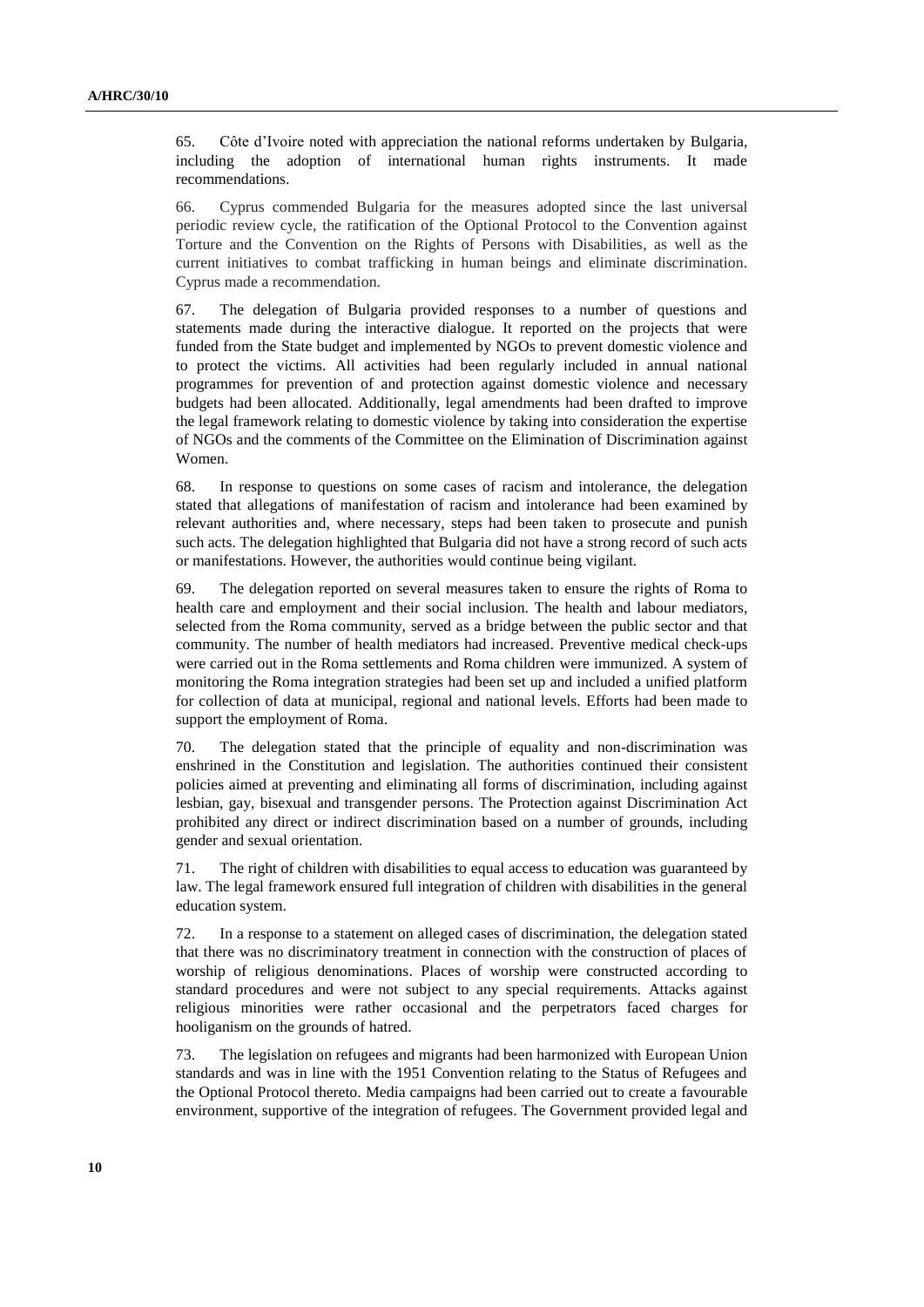65. Côte d'Ivoire noted with appreciation the national reforms undertaken by Bulgaria, including the adoption of international human rights instruments. It made recommendations.

66. Cyprus commended Bulgaria for the measures adopted since the last universal periodic review cycle, the ratification of the Optional Protocol to the Convention against Torture and the Convention on the Rights of Persons with Disabilities, as well as the current initiatives to combat trafficking in human beings and eliminate discrimination. Cyprus made a recommendation.

67. The delegation of Bulgaria provided responses to a number of questions and statements made during the interactive dialogue. It reported on the projects that were funded from the State budget and implemented by NGOs to prevent domestic violence and to protect the victims. All activities had been regularly included in annual national programmes for prevention of and protection against domestic violence and necessary budgets had been allocated. Additionally, legal amendments had been drafted to improve the legal framework relating to domestic violence by taking into consideration the expertise of NGOs and the comments of the Committee on the Elimination of Discrimination against Women.

68. In response to questions on some cases of racism and intolerance, the delegation stated that allegations of manifestation of racism and intolerance had been examined by relevant authorities and, where necessary, steps had been taken to prosecute and punish such acts. The delegation highlighted that Bulgaria did not have a strong record of such acts or manifestations. However, the authorities would continue being vigilant.

69. The delegation reported on several measures taken to ensure the rights of Roma to health care and employment and their social inclusion. The health and labour mediators, selected from the Roma community, served as a bridge between the public sector and that community. The number of health mediators had increased. Preventive medical check-ups were carried out in the Roma settlements and Roma children were immunized. A system of monitoring the Roma integration strategies had been set up and included a unified platform for collection of data at municipal, regional and national levels. Efforts had been made to support the employment of Roma.

70. The delegation stated that the principle of equality and non-discrimination was enshrined in the Constitution and legislation. The authorities continued their consistent policies aimed at preventing and eliminating all forms of discrimination, including against lesbian, gay, bisexual and transgender persons. The Protection against Discrimination Act prohibited any direct or indirect discrimination based on a number of grounds, including gender and sexual orientation.

71. The right of children with disabilities to equal access to education was guaranteed by law. The legal framework ensured full integration of children with disabilities in the general education system.

72. In a response to a statement on alleged cases of discrimination, the delegation stated that there was no discriminatory treatment in connection with the construction of places of worship of religious denominations. Places of worship were constructed according to standard procedures and were not subject to any special requirements. Attacks against religious minorities were rather occasional and the perpetrators faced charges for hooliganism on the grounds of hatred.

73. The legislation on refugees and migrants had been harmonized with European Union standards and was in line with the 1951 Convention relating to the Status of Refugees and the Optional Protocol thereto. Media campaigns had been carried out to create a favourable environment, supportive of the integration of refugees. The Government provided legal and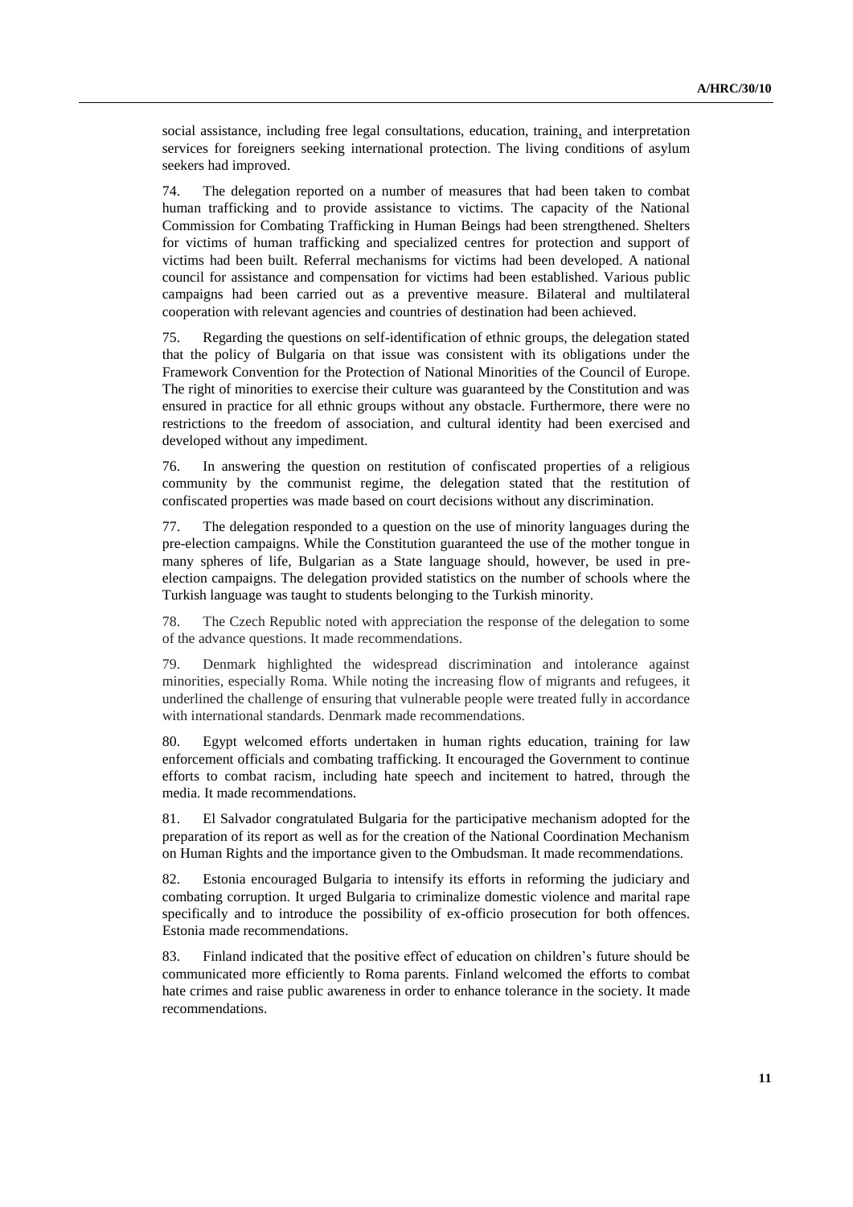social assistance, including free legal consultations, education, training, and interpretation services for foreigners seeking international protection. The living conditions of asylum seekers had improved.

74. The delegation reported on a number of measures that had been taken to combat human trafficking and to provide assistance to victims. The capacity of the National Commission for Combating Trafficking in Human Beings had been strengthened. Shelters for victims of human trafficking and specialized centres for protection and support of victims had been built. Referral mechanisms for victims had been developed. A national council for assistance and compensation for victims had been established. Various public campaigns had been carried out as a preventive measure. Bilateral and multilateral cooperation with relevant agencies and countries of destination had been achieved.

75. Regarding the questions on self-identification of ethnic groups, the delegation stated that the policy of Bulgaria on that issue was consistent with its obligations under the Framework Convention for the Protection of National Minorities of the Council of Europe. The right of minorities to exercise their culture was guaranteed by the Constitution and was ensured in practice for all ethnic groups without any obstacle. Furthermore, there were no restrictions to the freedom of association, and cultural identity had been exercised and developed without any impediment.

76. In answering the question on restitution of confiscated properties of a religious community by the communist regime, the delegation stated that the restitution of confiscated properties was made based on court decisions without any discrimination.

77. The delegation responded to a question on the use of minority languages during the pre-election campaigns. While the Constitution guaranteed the use of the mother tongue in many spheres of life, Bulgarian as a State language should, however, be used in pre-election campaigns. The delegation provided statistics on the number of schools where the Turkish language was taught to students belonging to the Turkish minority.

78. The Czech Republic noted with appreciation the response of the delegation to some of the advance questions. It made recommendations.

79. Denmark highlighted the widespread discrimination and intolerance against minorities, especially Roma. While noting the increasing flow of migrants and refugees, it underlined the challenge of ensuring that vulnerable people were treated fully in accordance with international standards. Denmark made recommendations.

80. Egypt welcomed efforts undertaken in human rights education, training for law enforcement officials and combating trafficking. It encouraged the Government to continue efforts to combat racism, including hate speech and incitement to hatred, through the media. It made recommendations.

81. El Salvador congratulated Bulgaria for the participative mechanism adopted for the preparation of its report as well as for the creation of the National Coordination Mechanism on Human Rights and the importance given to the Ombudsman. It made recommendations.

82. Estonia encouraged Bulgaria to intensify its efforts in reforming the judiciary and combating corruption. It urged Bulgaria to criminalize domestic violence and marital rape specifically and to introduce the possibility of ex-officio prosecution for both offences. Estonia made recommendations.

83. Finland indicated that the positive effect of education on children's future should be communicated more efficiently to Roma parents. Finland welcomed the efforts to combat hate crimes and raise public awareness in order to enhance tolerance in the society. It made recommendations.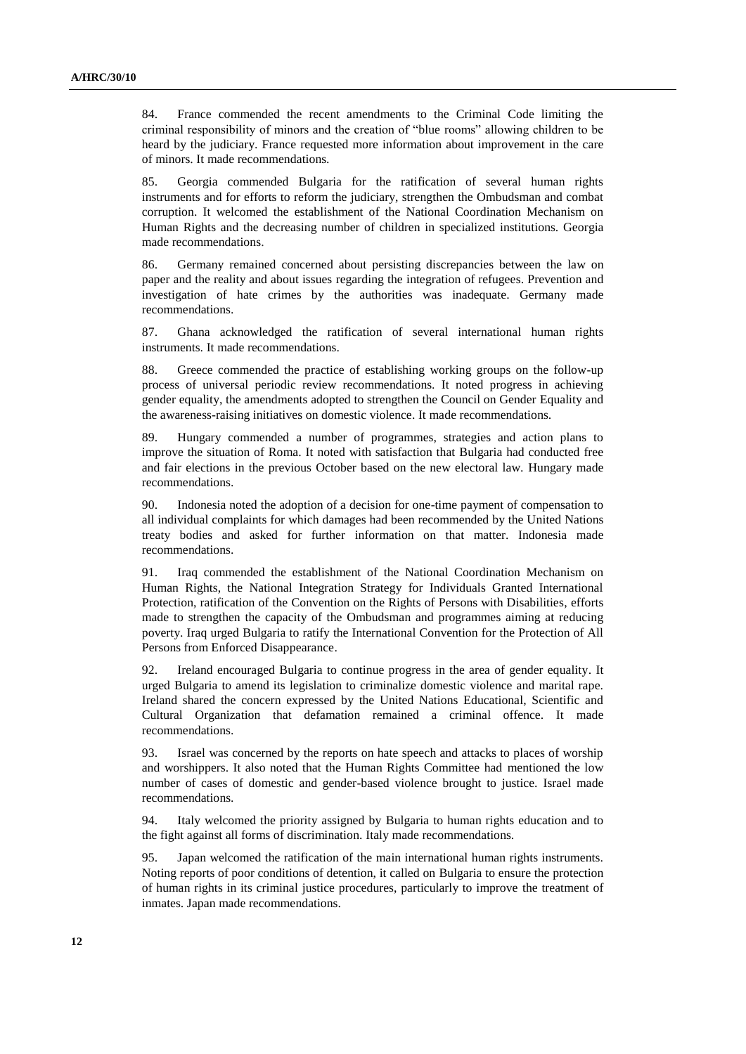84. France commended the recent amendments to the Criminal Code limiting the criminal responsibility of minors and the creation of "blue rooms" allowing children to be heard by the judiciary. France requested more information about improvement in the care of minors. It made recommendations.

85. Georgia commended Bulgaria for the ratification of several human rights instruments and for efforts to reform the judiciary, strengthen the Ombudsman and combat corruption. It welcomed the establishment of the National Coordination Mechanism on Human Rights and the decreasing number of children in specialized institutions. Georgia made recommendations.

86. Germany remained concerned about persisting discrepancies between the law on paper and the reality and about issues regarding the integration of refugees. Prevention and investigation of hate crimes by the authorities was inadequate. Germany made recommendations.

87. Ghana acknowledged the ratification of several international human rights instruments. It made recommendations.

88. Greece commended the practice of establishing working groups on the follow-up process of universal periodic review recommendations. It noted progress in achieving gender equality, the amendments adopted to strengthen the Council on Gender Equality and the awareness-raising initiatives on domestic violence. It made recommendations.

89. Hungary commended a number of programmes, strategies and action plans to improve the situation of Roma. It noted with satisfaction that Bulgaria had conducted free and fair elections in the previous October based on the new electoral law. Hungary made recommendations.

90. Indonesia noted the adoption of a decision for one-time payment of compensation to all individual complaints for which damages had been recommended by the United Nations treaty bodies and asked for further information on that matter. Indonesia made recommendations.

91. Iraq commended the establishment of the National Coordination Mechanism on Human Rights, the National Integration Strategy for Individuals Granted International Protection, ratification of the Convention on the Rights of Persons with Disabilities, efforts made to strengthen the capacity of the Ombudsman and programmes aiming at reducing poverty. Iraq urged Bulgaria to ratify the International Convention for the Protection of All Persons from Enforced Disappearance.

92. Ireland encouraged Bulgaria to continue progress in the area of gender equality. It urged Bulgaria to amend its legislation to criminalize domestic violence and marital rape. Ireland shared the concern expressed by the United Nations Educational, Scientific and Cultural Organization that defamation remained a criminal offence. It made recommendations.

93. Israel was concerned by the reports on hate speech and attacks to places of worship and worshippers. It also noted that the Human Rights Committee had mentioned the low number of cases of domestic and gender-based violence brought to justice. Israel made recommendations.

94. Italy welcomed the priority assigned by Bulgaria to human rights education and to the fight against all forms of discrimination. Italy made recommendations.

95. Japan welcomed the ratification of the main international human rights instruments. Noting reports of poor conditions of detention, it called on Bulgaria to ensure the protection of human rights in its criminal justice procedures, particularly to improve the treatment of inmates. Japan made recommendations.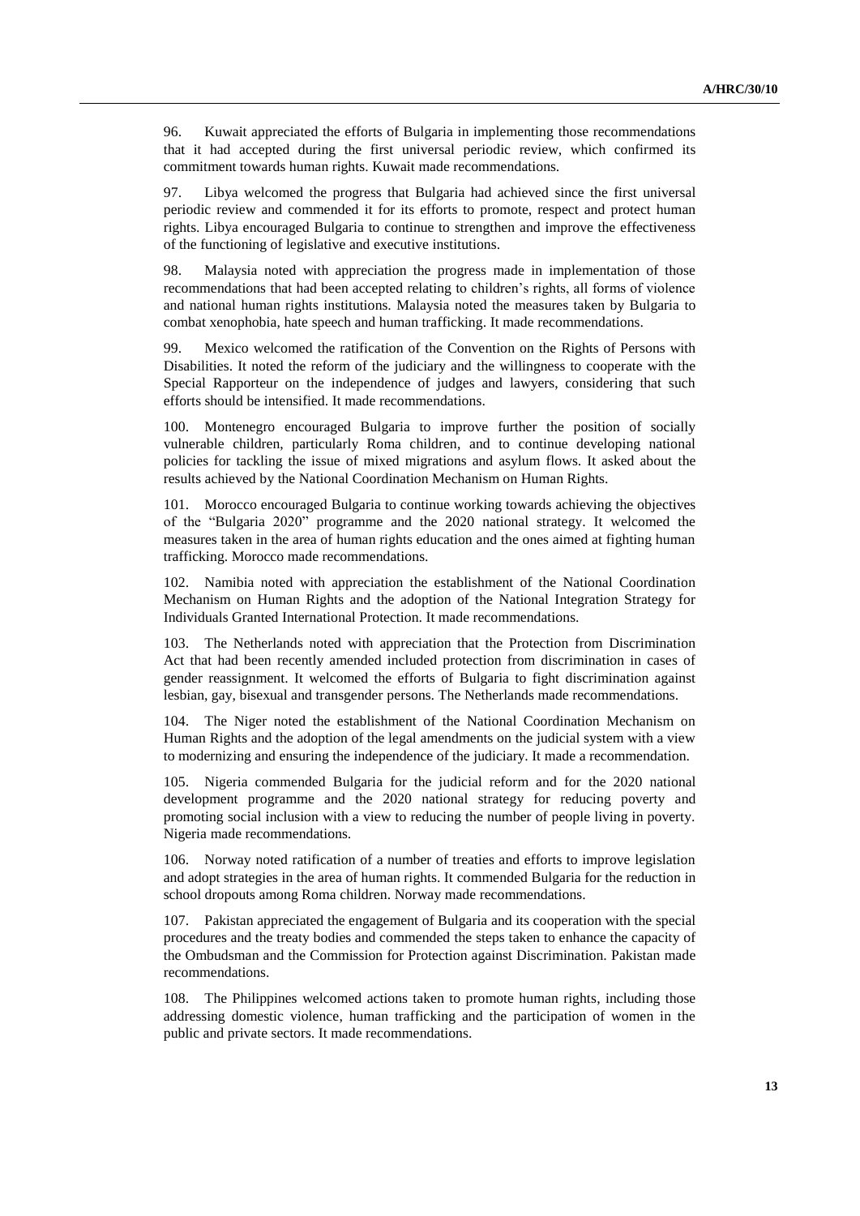96. Kuwait appreciated the efforts of Bulgaria in implementing those recommendations that it had accepted during the first universal periodic review, which confirmed its commitment towards human rights. Kuwait made recommendations.

97. Libya welcomed the progress that Bulgaria had achieved since the first universal periodic review and commended it for its efforts to promote, respect and protect human rights. Libya encouraged Bulgaria to continue to strengthen and improve the effectiveness of the functioning of legislative and executive institutions.

98. Malaysia noted with appreciation the progress made in implementation of those recommendations that had been accepted relating to children's rights, all forms of violence and national human rights institutions. Malaysia noted the measures taken by Bulgaria to combat xenophobia, hate speech and human trafficking. It made recommendations.

99. Mexico welcomed the ratification of the Convention on the Rights of Persons with Disabilities. It noted the reform of the judiciary and the willingness to cooperate with the Special Rapporteur on the independence of judges and lawyers, considering that such efforts should be intensified. It made recommendations.

100. Montenegro encouraged Bulgaria to improve further the position of socially vulnerable children, particularly Roma children, and to continue developing national policies for tackling the issue of mixed migrations and asylum flows. It asked about the results achieved by the National Coordination Mechanism on Human Rights.

101. Morocco encouraged Bulgaria to continue working towards achieving the objectives of the "Bulgaria 2020" programme and the 2020 national strategy. It welcomed the measures taken in the area of human rights education and the ones aimed at fighting human trafficking. Morocco made recommendations.

102. Namibia noted with appreciation the establishment of the National Coordination Mechanism on Human Rights and the adoption of the National Integration Strategy for Individuals Granted International Protection. It made recommendations.

103. The Netherlands noted with appreciation that the Protection from Discrimination Act that had been recently amended included protection from discrimination in cases of gender reassignment. It welcomed the efforts of Bulgaria to fight discrimination against lesbian, gay, bisexual and transgender persons. The Netherlands made recommendations.

104. The Niger noted the establishment of the National Coordination Mechanism on Human Rights and the adoption of the legal amendments on the judicial system with a view to modernizing and ensuring the independence of the judiciary. It made a recommendation.

105. Nigeria commended Bulgaria for the judicial reform and for the 2020 national development programme and the 2020 national strategy for reducing poverty and promoting social inclusion with a view to reducing the number of people living in poverty. Nigeria made recommendations.

106. Norway noted ratification of a number of treaties and efforts to improve legislation and adopt strategies in the area of human rights. It commended Bulgaria for the reduction in school dropouts among Roma children. Norway made recommendations.

107. Pakistan appreciated the engagement of Bulgaria and its cooperation with the special procedures and the treaty bodies and commended the steps taken to enhance the capacity of the Ombudsman and the Commission for Protection against Discrimination. Pakistan made recommendations.

108. The Philippines welcomed actions taken to promote human rights, including those addressing domestic violence, human trafficking and the participation of women in the public and private sectors. It made recommendations.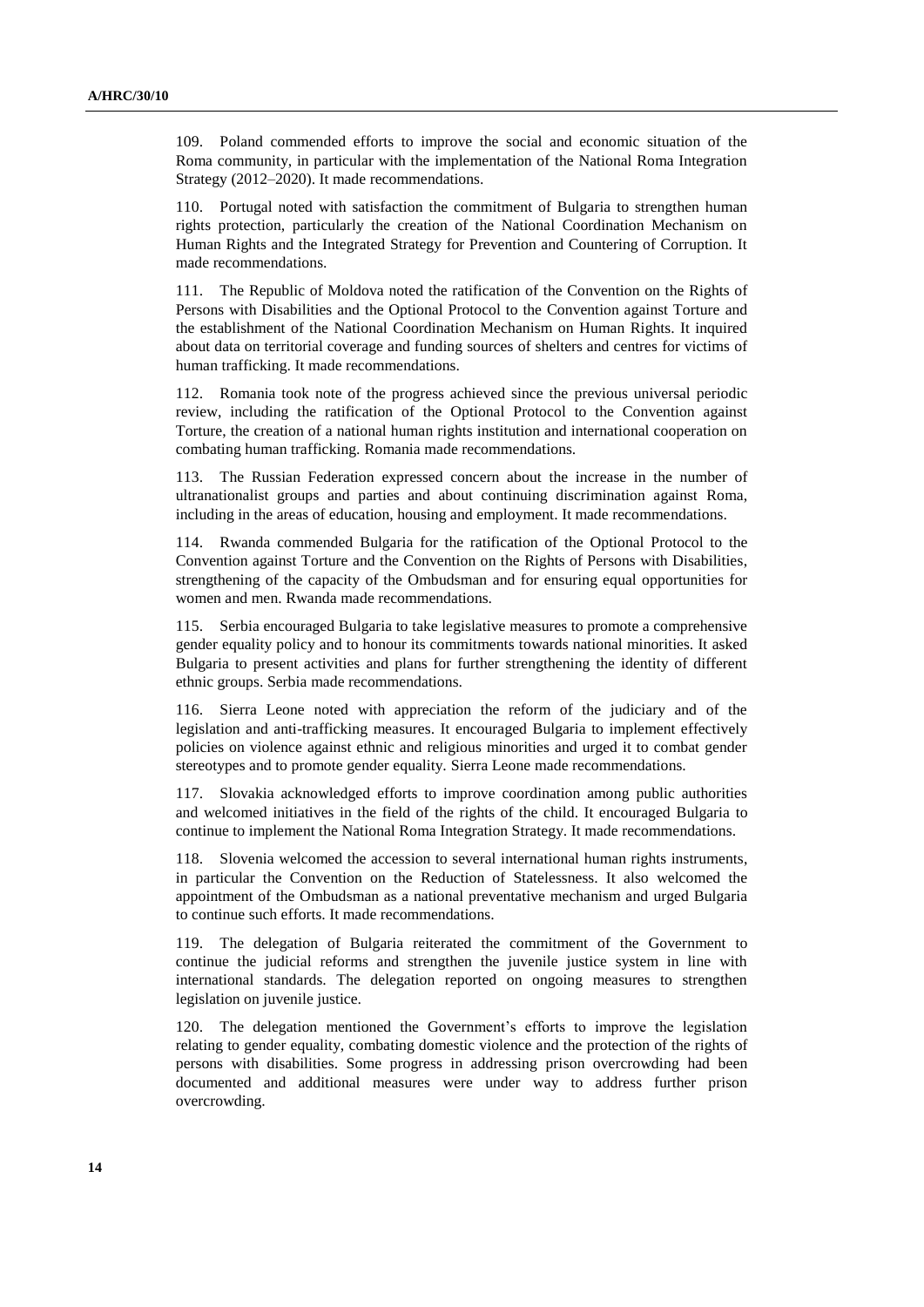109. Poland commended efforts to improve the social and economic situation of the Roma community, in particular with the implementation of the National Roma Integration Strategy (2012–2020). It made recommendations.

110. Portugal noted with satisfaction the commitment of Bulgaria to strengthen human rights protection, particularly the creation of the National Coordination Mechanism on Human Rights and the Integrated Strategy for Prevention and Countering of Corruption. It made recommendations.

111. The Republic of Moldova noted the ratification of the Convention on the Rights of Persons with Disabilities and the Optional Protocol to the Convention against Torture and the establishment of the National Coordination Mechanism on Human Rights. It inquired about data on territorial coverage and funding sources of shelters and centres for victims of human trafficking. It made recommendations.

112. Romania took note of the progress achieved since the previous universal periodic review, including the ratification of the Optional Protocol to the Convention against Torture, the creation of a national human rights institution and international cooperation on combating human trafficking. Romania made recommendations.

113. The Russian Federation expressed concern about the increase in the number of ultranationalist groups and parties and about continuing discrimination against Roma, including in the areas of education, housing and employment. It made recommendations.

114. Rwanda commended Bulgaria for the ratification of the Optional Protocol to the Convention against Torture and the Convention on the Rights of Persons with Disabilities, strengthening of the capacity of the Ombudsman and for ensuring equal opportunities for women and men. Rwanda made recommendations.

115. Serbia encouraged Bulgaria to take legislative measures to promote a comprehensive gender equality policy and to honour its commitments towards national minorities. It asked Bulgaria to present activities and plans for further strengthening the identity of different ethnic groups. Serbia made recommendations.

116. Sierra Leone noted with appreciation the reform of the judiciary and of the legislation and anti-trafficking measures. It encouraged Bulgaria to implement effectively policies on violence against ethnic and religious minorities and urged it to combat gender stereotypes and to promote gender equality. Sierra Leone made recommendations.

117. Slovakia acknowledged efforts to improve coordination among public authorities and welcomed initiatives in the field of the rights of the child. It encouraged Bulgaria to continue to implement the National Roma Integration Strategy. It made recommendations.

118. Slovenia welcomed the accession to several international human rights instruments, in particular the Convention on the Reduction of Statelessness. It also welcomed the appointment of the Ombudsman as a national preventative mechanism and urged Bulgaria to continue such efforts. It made recommendations.

119. The delegation of Bulgaria reiterated the commitment of the Government to continue the judicial reforms and strengthen the juvenile justice system in line with international standards. The delegation reported on ongoing measures to strengthen legislation on juvenile justice.

120. The delegation mentioned the Government's efforts to improve the legislation relating to gender equality, combating domestic violence and the protection of the rights of persons with disabilities. Some progress in addressing prison overcrowding had been documented and additional measures were under way to address further prison overcrowding.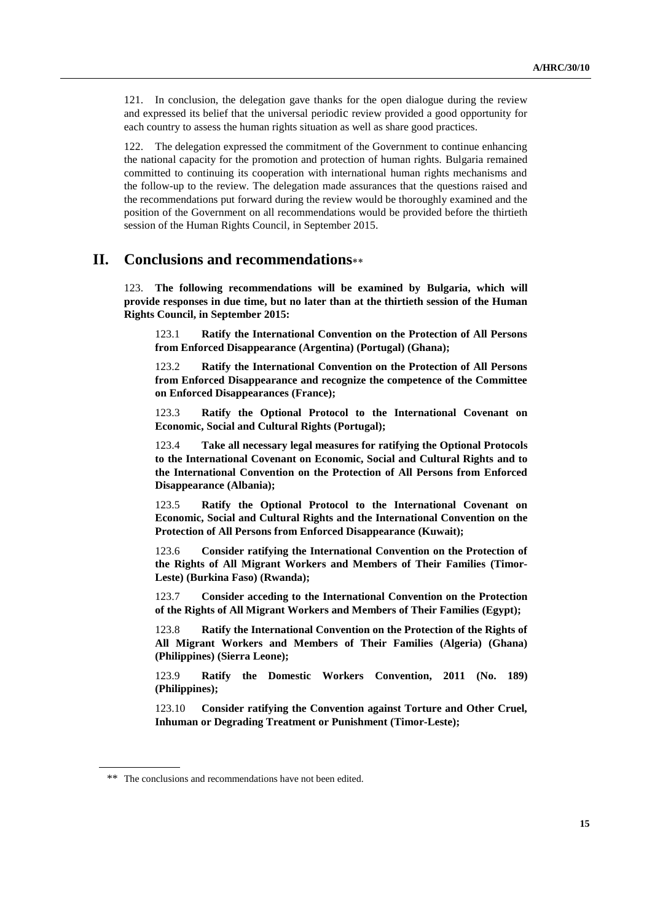121. In conclusion, the delegation gave thanks for the open dialogue during the review and expressed its belief that the universal periodic review provided a good opportunity for each country to assess the human rights situation as well as share good practices.

122. The delegation expressed the commitment of the Government to continue enhancing the national capacity for the promotion and protection of human rights. Bulgaria remained committed to continuing its cooperation with international human rights mechanisms and the follow-up to the review. The delegation made assurances that the questions raised and the recommendations put forward during the review would be thoroughly examined and the position of the Government on all recommendations would be provided before the thirtieth session of the Human Rights Council, in September 2015.

# II. Conclusions and recommendations**

123. **The following recommendations will be examined by Bulgaria, which will provide responses in due time, but no later than at the thirtieth session of the Human Rights Council, in September 2015:**

123.1 **Ratify the International Convention on the Protection of All Persons from Enforced Disappearance (Argentina) (Portugal) (Ghana);**

123.2 **Ratify the International Convention on the Protection of All Persons from Enforced Disappearance and recognize the competence of the Committee on Enforced Disappearances (France);**

123.3 **Ratify the Optional Protocol to the International Covenant on Economic, Social and Cultural Rights (Portugal);**

123.4 **Take all necessary legal measures for ratifying the Optional Protocols to the International Covenant on Economic, Social and Cultural Rights and to the International Convention on the Protection of All Persons from Enforced Disappearance (Albania);**

123.5 **Ratify the Optional Protocol to the International Covenant on Economic, Social and Cultural Rights and the International Convention on the Protection of All Persons from Enforced Disappearance (Kuwait);**

123.6 **Consider ratifying the International Convention on the Protection of the Rights of All Migrant Workers and Members of Their Families (Timor-Leste) (Burkina Faso) (Rwanda);**

123.7 **Consider acceding to the International Convention on the Protection of the Rights of All Migrant Workers and Members of Their Families (Egypt);**

123.8 **Ratify the International Convention on the Protection of the Rights of All Migrant Workers and Members of Their Families (Algeria) (Ghana) (Philippines) (Sierra Leone);**

123.9 **Ratify the Domestic Workers Convention, 2011 (No. 189) (Philippines);**

123.10 **Consider ratifying the Convention against Torture and Other Cruel, Inhuman or Degrading Treatment or Punishment (Timor-Leste);**

** The conclusions and recommendations have not been edited.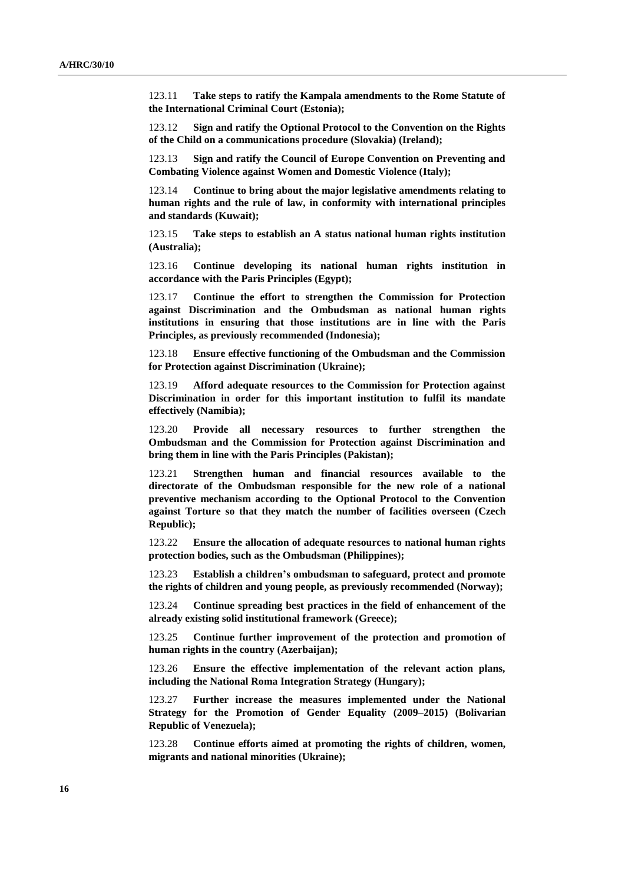123.11 **Take steps to ratify the Kampala amendments to the Rome Statute of the International Criminal Court (Estonia);**

123.12 **Sign and ratify the Optional Protocol to the Convention on the Rights of the Child on a communications procedure (Slovakia) (Ireland);**

123.13 **Sign and ratify the Council of Europe Convention on Preventing and Combating Violence against Women and Domestic Violence (Italy);**

123.14 **Continue to bring about the major legislative amendments relating to human rights and the rule of law, in conformity with international principles and standards (Kuwait);**

123.15 **Take steps to establish an A status national human rights institution (Australia);**

123.16 **Continue developing its national human rights institution in accordance with the Paris Principles (Egypt);**

123.17 **Continue the effort to strengthen the Commission for Protection against Discrimination and the Ombudsman as national human rights institutions in ensuring that those institutions are in line with the Paris Principles, as previously recommended (Indonesia);**

123.18 **Ensure effective functioning of the Ombudsman and the Commission for Protection against Discrimination (Ukraine);**

123.19 **Afford adequate resources to the Commission for Protection against Discrimination in order for this important institution to fulfil its mandate effectively (Namibia);**

123.20 **Provide all necessary resources to further strengthen the Ombudsman and the Commission for Protection against Discrimination and bring them in line with the Paris Principles (Pakistan);**

123.21 **Strengthen human and financial resources available to the directorate of the Ombudsman responsible for the new role of a national preventive mechanism according to the Optional Protocol to the Convention against Torture so that they match the number of facilities overseen (Czech Republic);**

123.22 **Ensure the allocation of adequate resources to national human rights protection bodies, such as the Ombudsman (Philippines);**

123.23 **Establish a children's ombudsman to safeguard, protect and promote the rights of children and young people, as previously recommended (Norway);**

123.24 **Continue spreading best practices in the field of enhancement of the already existing solid institutional framework (Greece);**

123.25 **Continue further improvement of the protection and promotion of human rights in the country (Azerbaijan);**

123.26 **Ensure the effective implementation of the relevant action plans, including the National Roma Integration Strategy (Hungary);**

123.27 **Further increase the measures implemented under the National Strategy for the Promotion of Gender Equality (2009–2015) (Bolivarian Republic of Venezuela);**

123.28 **Continue efforts aimed at promoting the rights of children, women, migrants and national minorities (Ukraine);**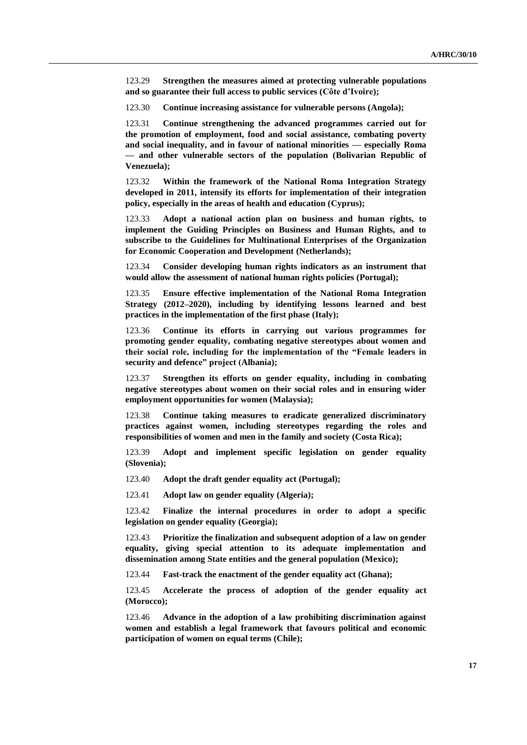123.29 **Strengthen the measures aimed at protecting vulnerable populations and so guarantee their full access to public services (Côte d'Ivoire);**

123.30 **Continue increasing assistance for vulnerable persons (Angola);**

123.31 **Continue strengthening the advanced programmes carried out for the promotion of employment, food and social assistance, combating poverty and social inequality, and in favour of national minorities — especially Roma — and other vulnerable sectors of the population (Bolivarian Republic of Venezuela);**

123.32 **Within the framework of the National Roma Integration Strategy developed in 2011, intensify its efforts for implementation of their integration policy, especially in the areas of health and education (Cyprus);**

123.33 **Adopt a national action plan on business and human rights, to implement the Guiding Principles on Business and Human Rights, and to subscribe to the Guidelines for Multinational Enterprises of the Organization for Economic Cooperation and Development (Netherlands);**

123.34 **Consider developing human rights indicators as an instrument that would allow the assessment of national human rights policies (Portugal);**

123.35 **Ensure effective implementation of the National Roma Integration Strategy (2012–2020), including by identifying lessons learned and best practices in the implementation of the first phase (Italy);**

123.36 **Continue its efforts in carrying out various programmes for promoting gender equality, combating negative stereotypes about women and their social role, including for the implementation of the "Female leaders in security and defence" project (Albania);**

123.37 **Strengthen its efforts on gender equality, including in combating negative stereotypes about women on their social roles and in ensuring wider employment opportunities for women (Malaysia);**

123.38 **Continue taking measures to eradicate generalized discriminatory practices against women, including stereotypes regarding the roles and responsibilities of women and men in the family and society (Costa Rica);**

123.39 **Adopt and implement specific legislation on gender equality (Slovenia);**

123.40 **Adopt the draft gender equality act (Portugal);**

123.41 **Adopt law on gender equality (Algeria);**

123.42 **Finalize the internal procedures in order to adopt a specific legislation on gender equality (Georgia);**

123.43 **Prioritize the finalization and subsequent adoption of a law on gender equality, giving special attention to its adequate implementation and dissemination among State entities and the general population (Mexico);**

123.44 **Fast-track the enactment of the gender equality act (Ghana);**

123.45 **Accelerate the process of adoption of the gender equality act (Morocco);**

123.46 **Advance in the adoption of a law prohibiting discrimination against women and establish a legal framework that favours political and economic participation of women on equal terms (Chile);**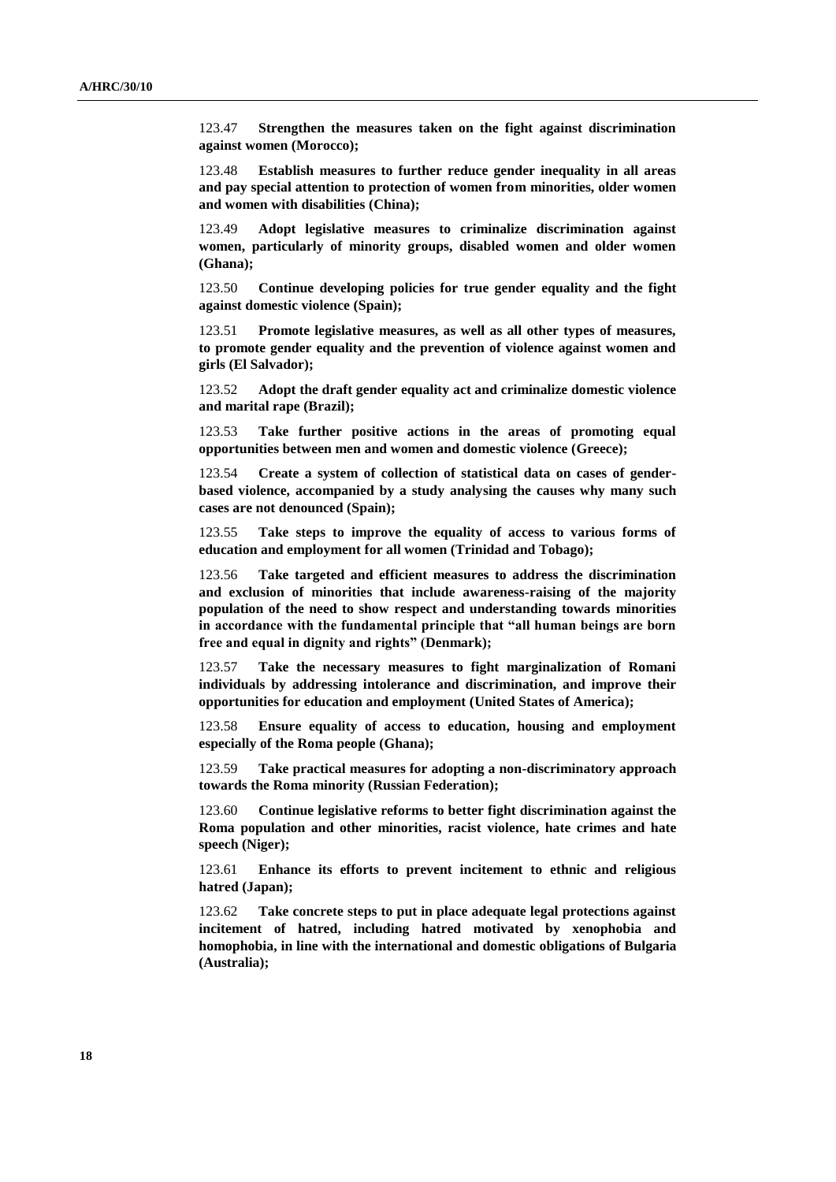123.47 **Strengthen the measures taken on the fight against discrimination against women (Morocco);**

123.48 **Establish measures to further reduce gender inequality in all areas and pay special attention to protection of women from minorities, older women and women with disabilities (China);**

123.49 **Adopt legislative measures to criminalize discrimination against women, particularly of minority groups, disabled women and older women (Ghana);**

123.50 **Continue developing policies for true gender equality and the fight against domestic violence (Spain);**

123.51 **Promote legislative measures, as well as all other types of measures, to promote gender equality and the prevention of violence against women and girls (El Salvador);**

123.52 **Adopt the draft gender equality act and criminalize domestic violence and marital rape (Brazil);**

123.53 **Take further positive actions in the areas of promoting equal opportunities between men and women and domestic violence (Greece);**

123.54 **Create a system of collection of statistical data on cases of gender-based violence, accompanied by a study analysing the causes why many such cases are not denounced (Spain);**

123.55 **Take steps to improve the equality of access to various forms of education and employment for all women (Trinidad and Tobago);**

123.56 **Take targeted and efficient measures to address the discrimination and exclusion of minorities that include awareness-raising of the majority population of the need to show respect and understanding towards minorities in accordance with the fundamental principle that "all human beings are born free and equal in dignity and rights" (Denmark);**

123.57 **Take the necessary measures to fight marginalization of Romani individuals by addressing intolerance and discrimination, and improve their opportunities for education and employment (United States of America);**

123.58 **Ensure equality of access to education, housing and employment especially of the Roma people (Ghana);**

123.59 **Take practical measures for adopting a non-discriminatory approach towards the Roma minority (Russian Federation);**

123.60 **Continue legislative reforms to better fight discrimination against the Roma population and other minorities, racist violence, hate crimes and hate speech (Niger);**

123.61 **Enhance its efforts to prevent incitement to ethnic and religious hatred (Japan);**

123.62 **Take concrete steps to put in place adequate legal protections against incitement of hatred, including hatred motivated by xenophobia and homophobia, in line with the international and domestic obligations of Bulgaria (Australia);**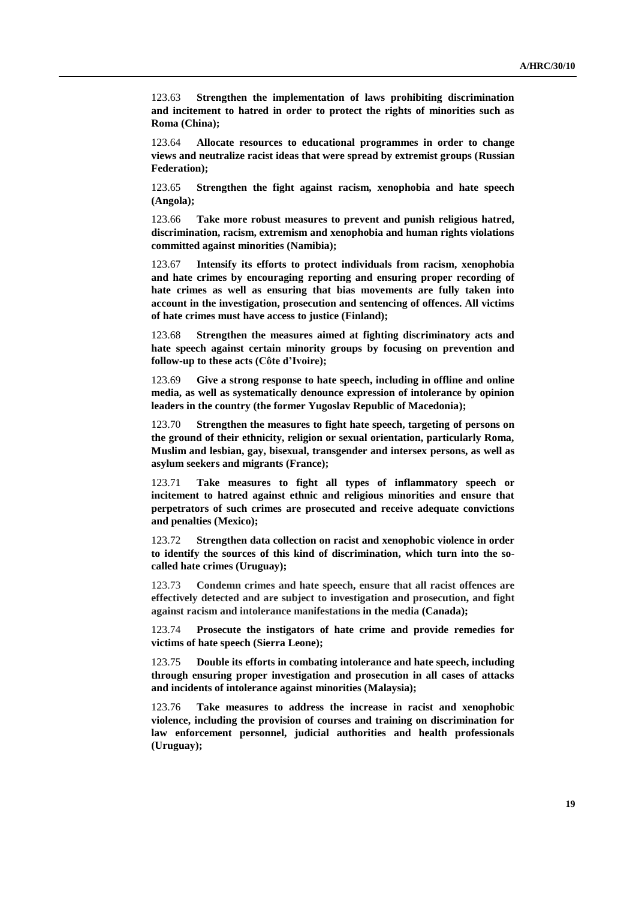123.63 **Strengthen the implementation of laws prohibiting discrimination and incitement to hatred in order to protect the rights of minorities such as Roma (China);**

123.64 **Allocate resources to educational programmes in order to change views and neutralize racist ideas that were spread by extremist groups (Russian Federation);**

123.65 **Strengthen the fight against racism, xenophobia and hate speech (Angola);**

123.66 **Take more robust measures to prevent and punish religious hatred, discrimination, racism, extremism and xenophobia and human rights violations committed against minorities (Namibia);**

123.67 **Intensify its efforts to protect individuals from racism, xenophobia and hate crimes by encouraging reporting and ensuring proper recording of hate crimes as well as ensuring that bias movements are fully taken into account in the investigation, prosecution and sentencing of offences. All victims of hate crimes must have access to justice (Finland);**

123.68 **Strengthen the measures aimed at fighting discriminatory acts and hate speech against certain minority groups by focusing on prevention and follow-up to these acts (Côte d'Ivoire);**

123.69 **Give a strong response to hate speech, including in offline and online media, as well as systematically denounce expression of intolerance by opinion leaders in the country (the former Yugoslav Republic of Macedonia);**

123.70 **Strengthen the measures to fight hate speech, targeting of persons on the ground of their ethnicity, religion or sexual orientation, particularly Roma, Muslim and lesbian, gay, bisexual, transgender and intersex persons, as well as asylum seekers and migrants (France);**

123.71 **Take measures to fight all types of inflammatory speech or incitement to hatred against ethnic and religious minorities and ensure that perpetrators of such crimes are prosecuted and receive adequate convictions and penalties (Mexico);**

123.72 **Strengthen data collection on racist and xenophobic violence in order to identify the sources of this kind of discrimination, which turn into the so-called hate crimes (Uruguay);**

123.73 **Condemn crimes and hate speech, ensure that all racist offences are effectively detected and are subject to investigation and prosecution, and fight against racism and intolerance manifestations in the media (Canada);**

123.74 **Prosecute the instigators of hate crime and provide remedies for victims of hate speech (Sierra Leone);**

123.75 **Double its efforts in combating intolerance and hate speech, including through ensuring proper investigation and prosecution in all cases of attacks and incidents of intolerance against minorities (Malaysia);**

123.76 **Take measures to address the increase in racist and xenophobic violence, including the provision of courses and training on discrimination for law enforcement personnel, judicial authorities and health professionals (Uruguay);**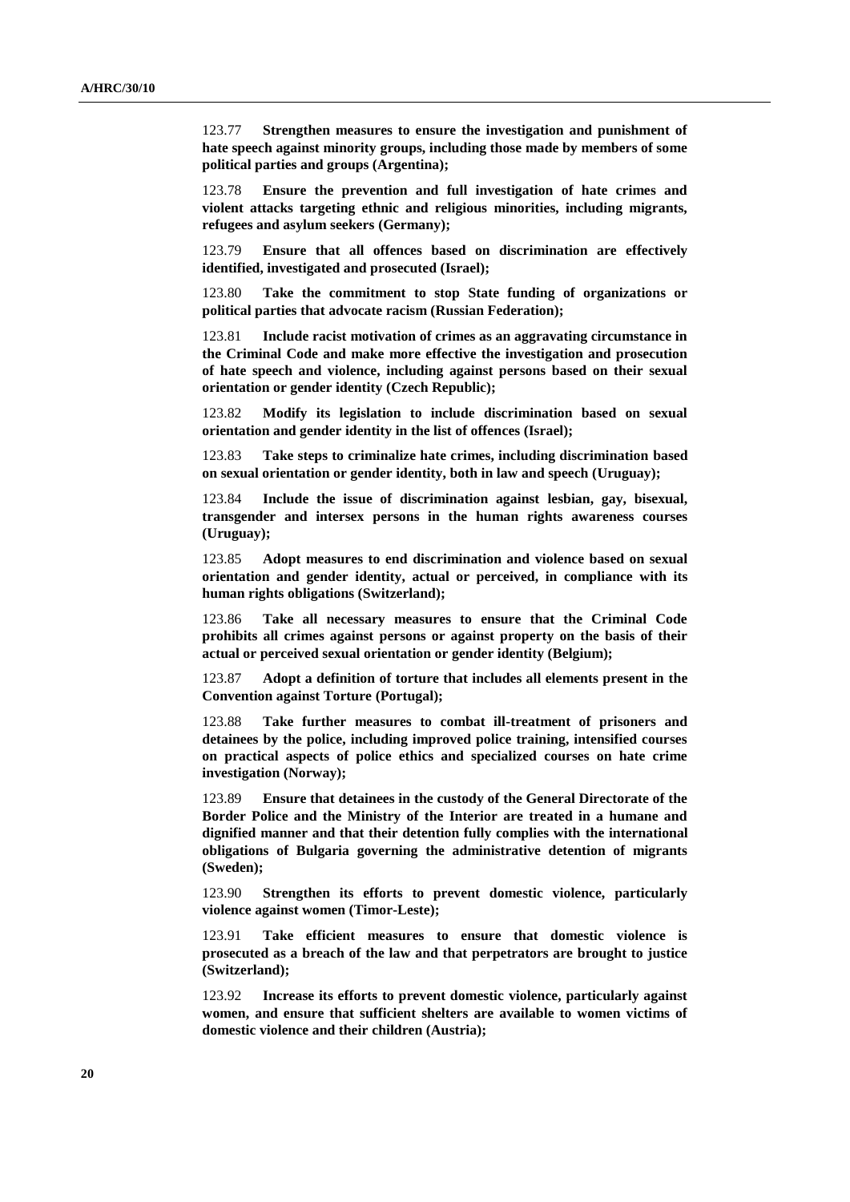123.77 **Strengthen measures to ensure the investigation and punishment of hate speech against minority groups, including those made by members of some political parties and groups (Argentina);**

123.78 **Ensure the prevention and full investigation of hate crimes and violent attacks targeting ethnic and religious minorities, including migrants, refugees and asylum seekers (Germany);**

123.79 **Ensure that all offences based on discrimination are effectively identified, investigated and prosecuted (Israel);**

123.80 **Take the commitment to stop State funding of organizations or political parties that advocate racism (Russian Federation);**

123.81 **Include racist motivation of crimes as an aggravating circumstance in the Criminal Code and make more effective the investigation and prosecution of hate speech and violence, including against persons based on their sexual orientation or gender identity (Czech Republic);**

123.82 **Modify its legislation to include discrimination based on sexual orientation and gender identity in the list of offences (Israel);**

123.83 **Take steps to criminalize hate crimes, including discrimination based on sexual orientation or gender identity, both in law and speech (Uruguay);**

123.84 **Include the issue of discrimination against lesbian, gay, bisexual, transgender and intersex persons in the human rights awareness courses (Uruguay);**

123.85 **Adopt measures to end discrimination and violence based on sexual orientation and gender identity, actual or perceived, in compliance with its human rights obligations (Switzerland);**

123.86 **Take all necessary measures to ensure that the Criminal Code prohibits all crimes against persons or against property on the basis of their actual or perceived sexual orientation or gender identity (Belgium);**

123.87 **Adopt a definition of torture that includes all elements present in the Convention against Torture (Portugal);**

123.88 **Take further measures to combat ill-treatment of prisoners and detainees by the police, including improved police training, intensified courses on practical aspects of police ethics and specialized courses on hate crime investigation (Norway);**

123.89 **Ensure that detainees in the custody of the General Directorate of the Border Police and the Ministry of the Interior are treated in a humane and dignified manner and that their detention fully complies with the international obligations of Bulgaria governing the administrative detention of migrants (Sweden);**

123.90 **Strengthen its efforts to prevent domestic violence, particularly violence against women (Timor-Leste);**

123.91 **Take efficient measures to ensure that domestic violence is prosecuted as a breach of the law and that perpetrators are brought to justice (Switzerland);**

123.92 **Increase its efforts to prevent domestic violence, particularly against women, and ensure that sufficient shelters are available to women victims of domestic violence and their children (Austria);**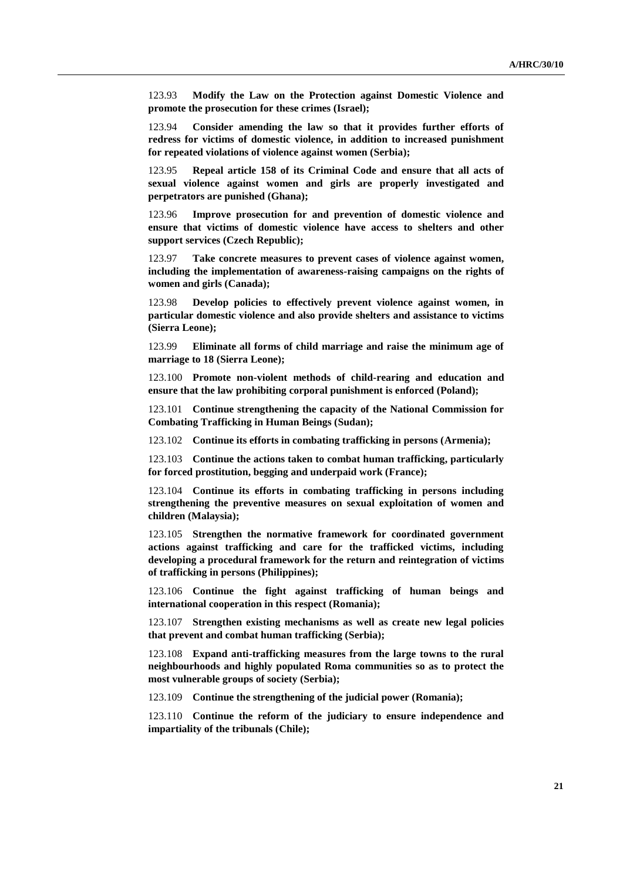123.93 **Modify the Law on the Protection against Domestic Violence and promote the prosecution for these crimes (Israel);**

123.94 **Consider amending the law so that it provides further efforts of redress for victims of domestic violence, in addition to increased punishment for repeated violations of violence against women (Serbia);**

123.95 **Repeal article 158 of its Criminal Code and ensure that all acts of sexual violence against women and girls are properly investigated and perpetrators are punished (Ghana);**

123.96 **Improve prosecution for and prevention of domestic violence and ensure that victims of domestic violence have access to shelters and other support services (Czech Republic);**

123.97 **Take concrete measures to prevent cases of violence against women, including the implementation of awareness-raising campaigns on the rights of women and girls (Canada);**

123.98 **Develop policies to effectively prevent violence against women, in particular domestic violence and also provide shelters and assistance to victims (Sierra Leone);**

123.99 **Eliminate all forms of child marriage and raise the minimum age of marriage to 18 (Sierra Leone);**

123.100 **Promote non-violent methods of child-rearing and education and ensure that the law prohibiting corporal punishment is enforced (Poland);**

123.101 **Continue strengthening the capacity of the National Commission for Combating Trafficking in Human Beings (Sudan);**

123.102 **Continue its efforts in combating trafficking in persons (Armenia);**

123.103 **Continue the actions taken to combat human trafficking, particularly for forced prostitution, begging and underpaid work (France);**

123.104 **Continue its efforts in combating trafficking in persons including strengthening the preventive measures on sexual exploitation of women and children (Malaysia);**

123.105 **Strengthen the normative framework for coordinated government actions against trafficking and care for the trafficked victims, including developing a procedural framework for the return and reintegration of victims of trafficking in persons (Philippines);**

123.106 **Continue the fight against trafficking of human beings and international cooperation in this respect (Romania);**

123.107 **Strengthen existing mechanisms as well as create new legal policies that prevent and combat human trafficking (Serbia);**

123.108 **Expand anti-trafficking measures from the large towns to the rural neighbourhoods and highly populated Roma communities so as to protect the most vulnerable groups of society (Serbia);**

123.109 **Continue the strengthening of the judicial power (Romania);**

123.110 **Continue the reform of the judiciary to ensure independence and impartiality of the tribunals (Chile);**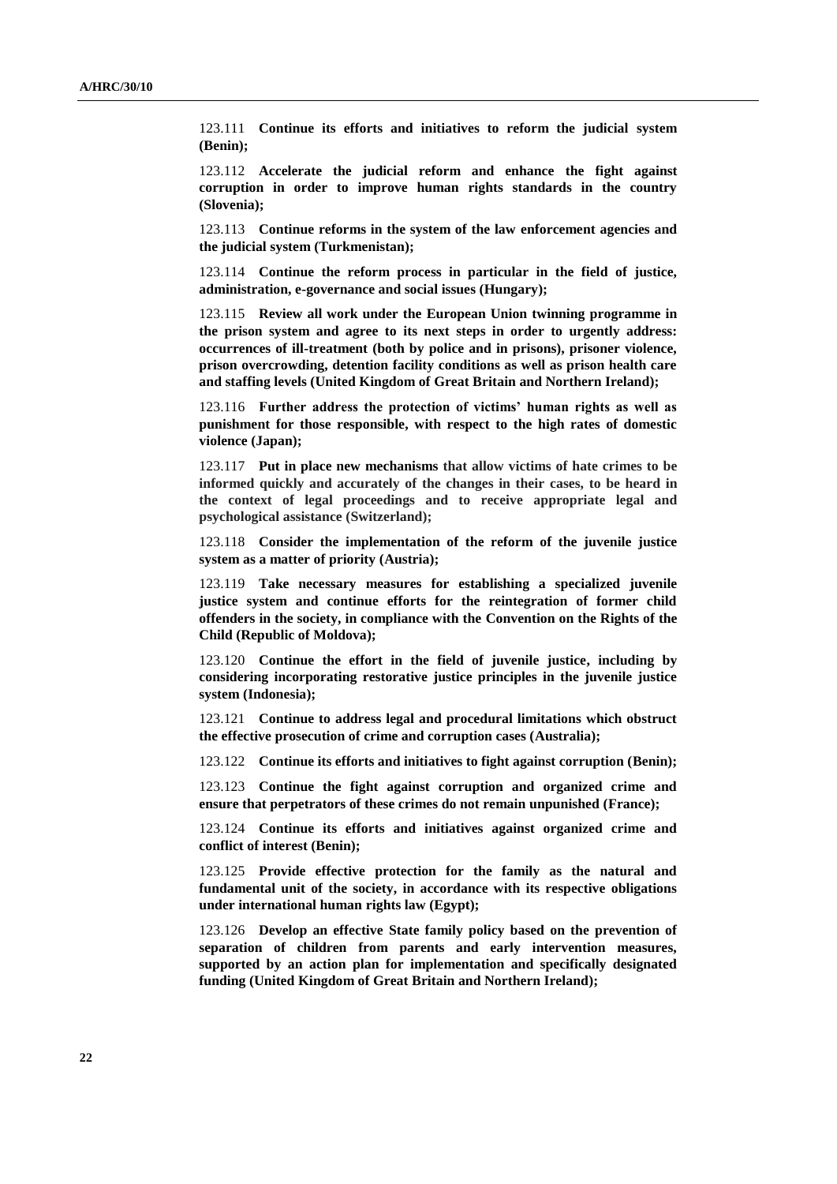123.111 **Continue its efforts and initiatives to reform the judicial system (Benin);**

123.112 **Accelerate the judicial reform and enhance the fight against corruption in order to improve human rights standards in the country (Slovenia);**

123.113 **Continue reforms in the system of the law enforcement agencies and the judicial system (Turkmenistan);**

123.114 **Continue the reform process in particular in the field of justice, administration, e-governance and social issues (Hungary);**

123.115 **Review all work under the European Union twinning programme in the prison system and agree to its next steps in order to urgently address: occurrences of ill-treatment (both by police and in prisons), prisoner violence, prison overcrowding, detention facility conditions as well as prison health care and staffing levels (United Kingdom of Great Britain and Northern Ireland);**

123.116 **Further address the protection of victims' human rights as well as punishment for those responsible, with respect to the high rates of domestic violence (Japan);**

123.117 **Put in place new mechanisms that allow victims of hate crimes to be informed quickly and accurately of the changes in their cases, to be heard in the context of legal proceedings and to receive appropriate legal and psychological assistance (Switzerland);**

123.118 **Consider the implementation of the reform of the juvenile justice system as a matter of priority (Austria);**

123.119 **Take necessary measures for establishing a specialized juvenile justice system and continue efforts for the reintegration of former child offenders in the society, in compliance with the Convention on the Rights of the Child (Republic of Moldova);**

123.120 **Continue the effort in the field of juvenile justice, including by considering incorporating restorative justice principles in the juvenile justice system (Indonesia);**

123.121 **Continue to address legal and procedural limitations which obstruct the effective prosecution of crime and corruption cases (Australia);**

123.122 **Continue its efforts and initiatives to fight against corruption (Benin);**

123.123 **Continue the fight against corruption and organized crime and ensure that perpetrators of these crimes do not remain unpunished (France);**

123.124 **Continue its efforts and initiatives against organized crime and conflict of interest (Benin);**

123.125 **Provide effective protection for the family as the natural and fundamental unit of the society, in accordance with its respective obligations under international human rights law (Egypt);**

123.126 **Develop an effective State family policy based on the prevention of separation of children from parents and early intervention measures, supported by an action plan for implementation and specifically designated funding (United Kingdom of Great Britain and Northern Ireland);**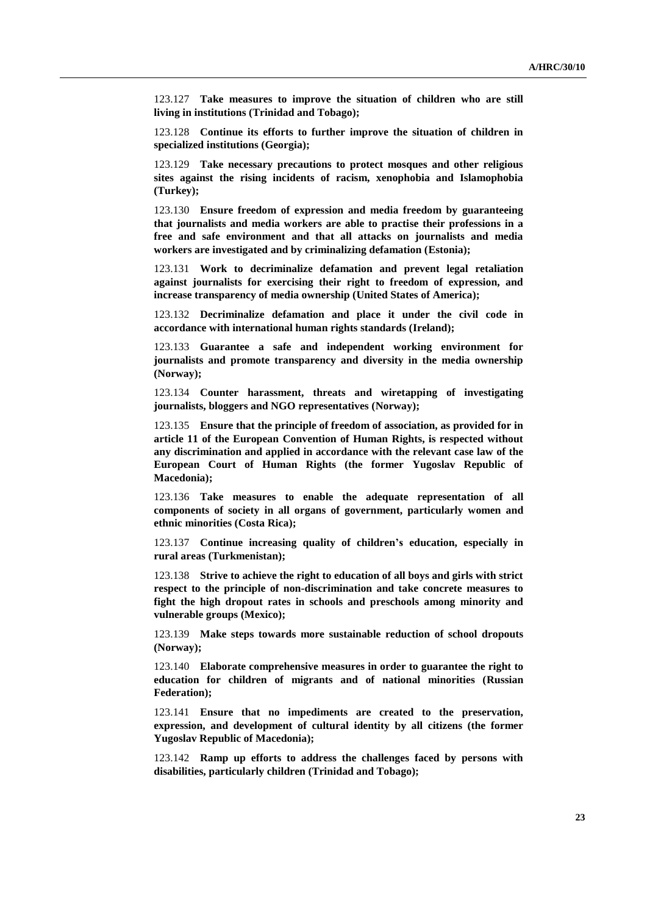123.127 **Take measures to improve the situation of children who are still living in institutions (Trinidad and Tobago);**

123.128 **Continue its efforts to further improve the situation of children in specialized institutions (Georgia);**

123.129 **Take necessary precautions to protect mosques and other religious sites against the rising incidents of racism, xenophobia and Islamophobia (Turkey);**

123.130 **Ensure freedom of expression and media freedom by guaranteeing that journalists and media workers are able to practise their professions in a free and safe environment and that all attacks on journalists and media workers are investigated and by criminalizing defamation (Estonia);**

123.131 **Work to decriminalize defamation and prevent legal retaliation against journalists for exercising their right to freedom of expression, and increase transparency of media ownership (United States of America);**

123.132 **Decriminalize defamation and place it under the civil code in accordance with international human rights standards (Ireland);**

123.133 **Guarantee a safe and independent working environment for journalists and promote transparency and diversity in the media ownership (Norway);**

123.134 **Counter harassment, threats and wiretapping of investigating journalists, bloggers and NGO representatives (Norway);**

123.135 **Ensure that the principle of freedom of association, as provided for in article 11 of the European Convention of Human Rights, is respected without any discrimination and applied in accordance with the relevant case law of the European Court of Human Rights (the former Yugoslav Republic of Macedonia);**

123.136 **Take measures to enable the adequate representation of all components of society in all organs of government, particularly women and ethnic minorities (Costa Rica);**

123.137 **Continue increasing quality of children's education, especially in rural areas (Turkmenistan);**

123.138 **Strive to achieve the right to education of all boys and girls with strict respect to the principle of non-discrimination and take concrete measures to fight the high dropout rates in schools and preschools among minority and vulnerable groups (Mexico);**

123.139 **Make steps towards more sustainable reduction of school dropouts (Norway);**

123.140 **Elaborate comprehensive measures in order to guarantee the right to education for children of migrants and of national minorities (Russian Federation);**

123.141 **Ensure that no impediments are created to the preservation, expression, and development of cultural identity by all citizens (the former Yugoslav Republic of Macedonia);**

123.142 **Ramp up efforts to address the challenges faced by persons with disabilities, particularly children (Trinidad and Tobago);**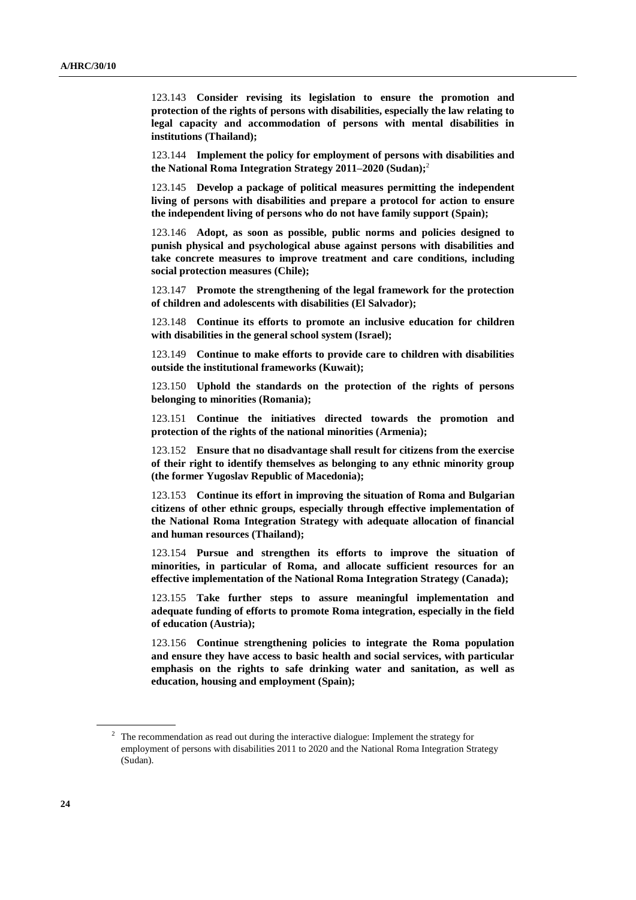123.143 **Consider revising its legislation to ensure the promotion and protection of the rights of persons with disabilities, especially the law relating to legal capacity and accommodation of persons with mental disabilities in institutions (Thailand);**

123.144 **Implement the policy for employment of persons with disabilities and the National Roma Integration Strategy 2011–2020 (Sudan);**[2]

123.145 **Develop a package of political measures permitting the independent living of persons with disabilities and prepare a protocol for action to ensure the independent living of persons who do not have family support (Spain);**

123.146 **Adopt, as soon as possible, public norms and policies designed to punish physical and psychological abuse against persons with disabilities and take concrete measures to improve treatment and care conditions, including social protection measures (Chile);**

123.147 **Promote the strengthening of the legal framework for the protection of children and adolescents with disabilities (El Salvador);**

123.148 **Continue its efforts to promote an inclusive education for children with disabilities in the general school system (Israel);**

123.149 **Continue to make efforts to provide care to children with disabilities outside the institutional frameworks (Kuwait);**

123.150 **Uphold the standards on the protection of the rights of persons belonging to minorities (Romania);**

123.151 **Continue the initiatives directed towards the promotion and protection of the rights of the national minorities (Armenia);**

123.152 **Ensure that no disadvantage shall result for citizens from the exercise of their right to identify themselves as belonging to any ethnic minority group (the former Yugoslav Republic of Macedonia);**

123.153 **Continue its effort in improving the situation of Roma and Bulgarian citizens of other ethnic groups, especially through effective implementation of the National Roma Integration Strategy with adequate allocation of financial and human resources (Thailand);**

123.154 **Pursue and strengthen its efforts to improve the situation of minorities, in particular of Roma, and allocate sufficient resources for an effective implementation of the National Roma Integration Strategy (Canada);**

123.155 **Take further steps to assure meaningful implementation and adequate funding of efforts to promote Roma integration, especially in the field of education (Austria);**

123.156 **Continue strengthening policies to integrate the Roma population and ensure they have access to basic health and social services, with particular emphasis on the rights to safe drinking water and sanitation, as well as education, housing and employment (Spain);**

---

[2] The recommendation as read out during the interactive dialogue: Implement the strategy for employment of persons with disabilities 2011 to 2020 and the National Roma Integration Strategy (Sudan).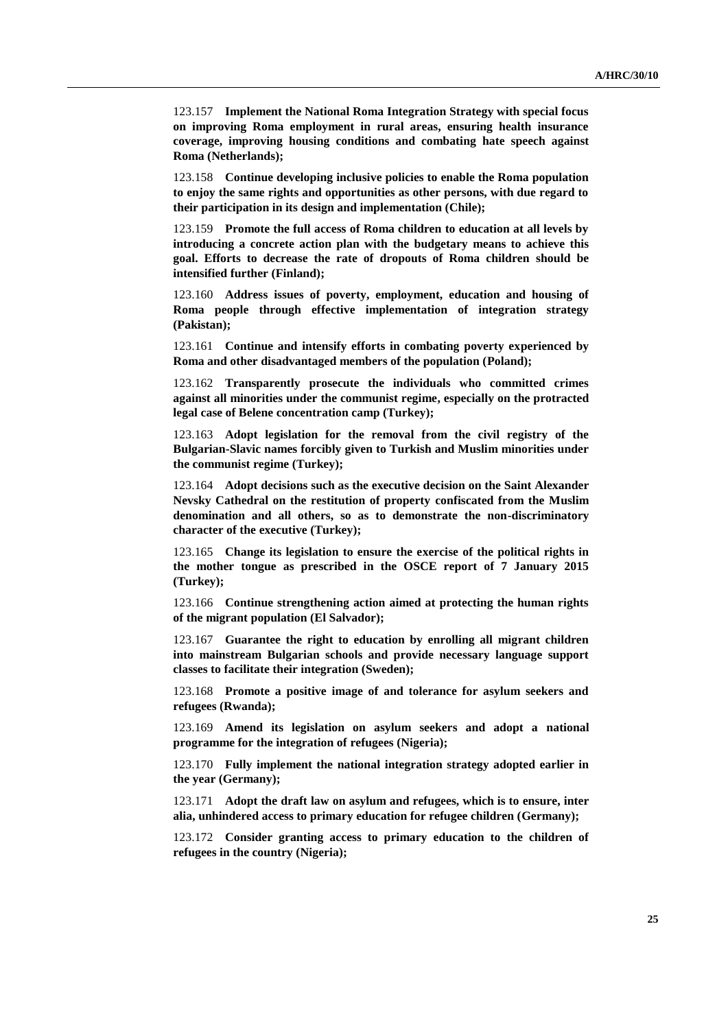123.157 **Implement the National Roma Integration Strategy with special focus on improving Roma employment in rural areas, ensuring health insurance coverage, improving housing conditions and combating hate speech against Roma (Netherlands);**

123.158 **Continue developing inclusive policies to enable the Roma population to enjoy the same rights and opportunities as other persons, with due regard to their participation in its design and implementation (Chile);**

123.159 **Promote the full access of Roma children to education at all levels by introducing a concrete action plan with the budgetary means to achieve this goal. Efforts to decrease the rate of dropouts of Roma children should be intensified further (Finland);**

123.160 **Address issues of poverty, employment, education and housing of Roma people through effective implementation of integration strategy (Pakistan);**

123.161 **Continue and intensify efforts in combating poverty experienced by Roma and other disadvantaged members of the population (Poland);**

123.162 **Transparently prosecute the individuals who committed crimes against all minorities under the communist regime, especially on the protracted legal case of Belene concentration camp (Turkey);**

123.163 **Adopt legislation for the removal from the civil registry of the Bulgarian-Slavic names forcibly given to Turkish and Muslim minorities under the communist regime (Turkey);**

123.164 **Adopt decisions such as the executive decision on the Saint Alexander Nevsky Cathedral on the restitution of property confiscated from the Muslim denomination and all others, so as to demonstrate the non-discriminatory character of the executive (Turkey);**

123.165 **Change its legislation to ensure the exercise of the political rights in the mother tongue as prescribed in the OSCE report of 7 January 2015 (Turkey);**

123.166 **Continue strengthening action aimed at protecting the human rights of the migrant population (El Salvador);**

123.167 **Guarantee the right to education by enrolling all migrant children into mainstream Bulgarian schools and provide necessary language support classes to facilitate their integration (Sweden);**

123.168 **Promote a positive image of and tolerance for asylum seekers and refugees (Rwanda);**

123.169 **Amend its legislation on asylum seekers and adopt a national programme for the integration of refugees (Nigeria);**

123.170 **Fully implement the national integration strategy adopted earlier in the year (Germany);**

123.171 **Adopt the draft law on asylum and refugees, which is to ensure, inter alia, unhindered access to primary education for refugee children (Germany);**

123.172 **Consider granting access to primary education to the children of refugees in the country (Nigeria);**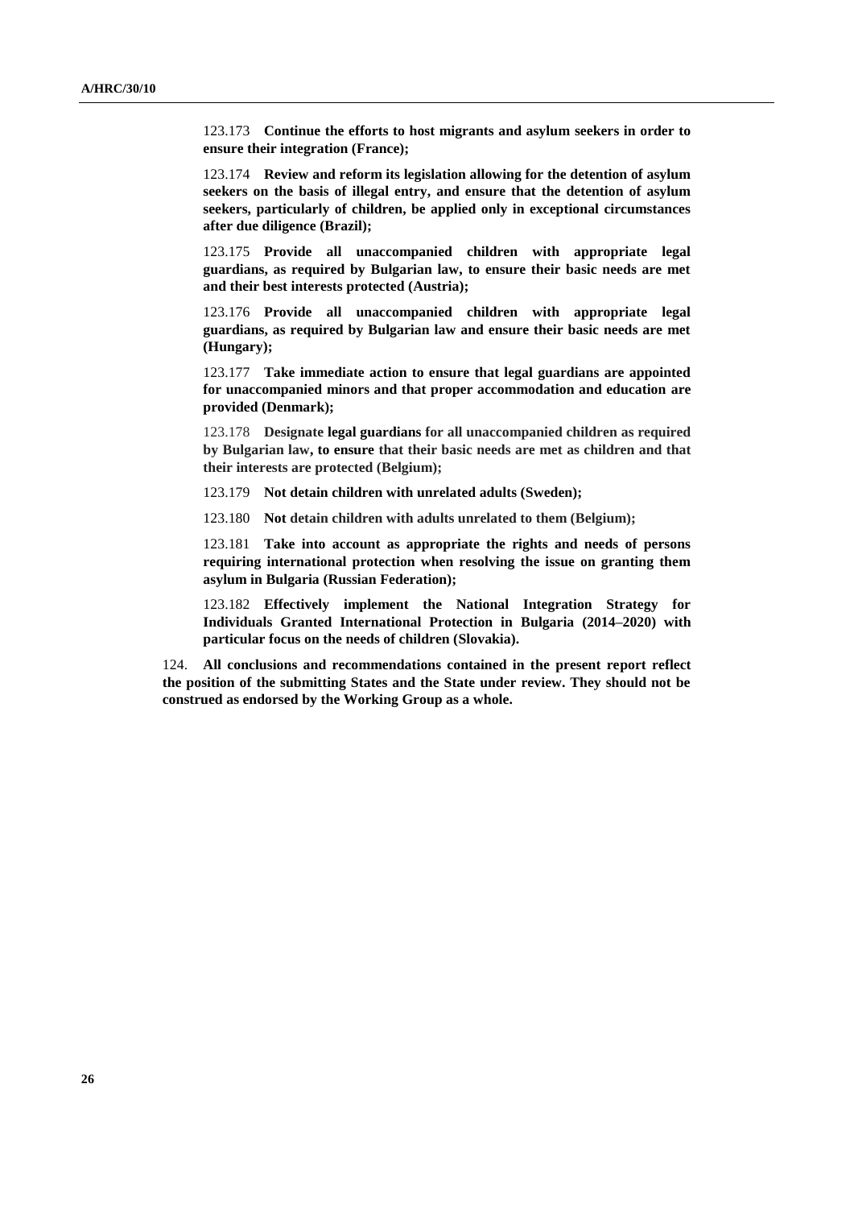123.173 **Continue the efforts to host migrants and asylum seekers in order to ensure their integration (France);**

123.174 **Review and reform its legislation allowing for the detention of asylum seekers on the basis of illegal entry, and ensure that the detention of asylum seekers, particularly of children, be applied only in exceptional circumstances after due diligence (Brazil);**

123.175 **Provide all unaccompanied children with appropriate legal guardians, as required by Bulgarian law, to ensure their basic needs are met and their best interests protected (Austria);**

123.176 **Provide all unaccompanied children with appropriate legal guardians, as required by Bulgarian law and ensure their basic needs are met (Hungary);**

123.177 **Take immediate action to ensure that legal guardians are appointed for unaccompanied minors and that proper accommodation and education are provided (Denmark);**

123.178 **Designate legal guardians for all unaccompanied children as required by Bulgarian law, to ensure that their basic needs are met as children and that their interests are protected (Belgium);**

123.179 **Not detain children with unrelated adults (Sweden);**

123.180 **Not detain children with adults unrelated to them (Belgium);**

123.181 **Take into account as appropriate the rights and needs of persons requiring international protection when resolving the issue on granting them asylum in Bulgaria (Russian Federation);**

123.182 **Effectively implement the National Integration Strategy for Individuals Granted International Protection in Bulgaria (2014–2020) with particular focus on the needs of children (Slovakia).**

124. **All conclusions and recommendations contained in the present report reflect the position of the submitting States and the State under review. They should not be construed as endorsed by the Working Group as a whole.**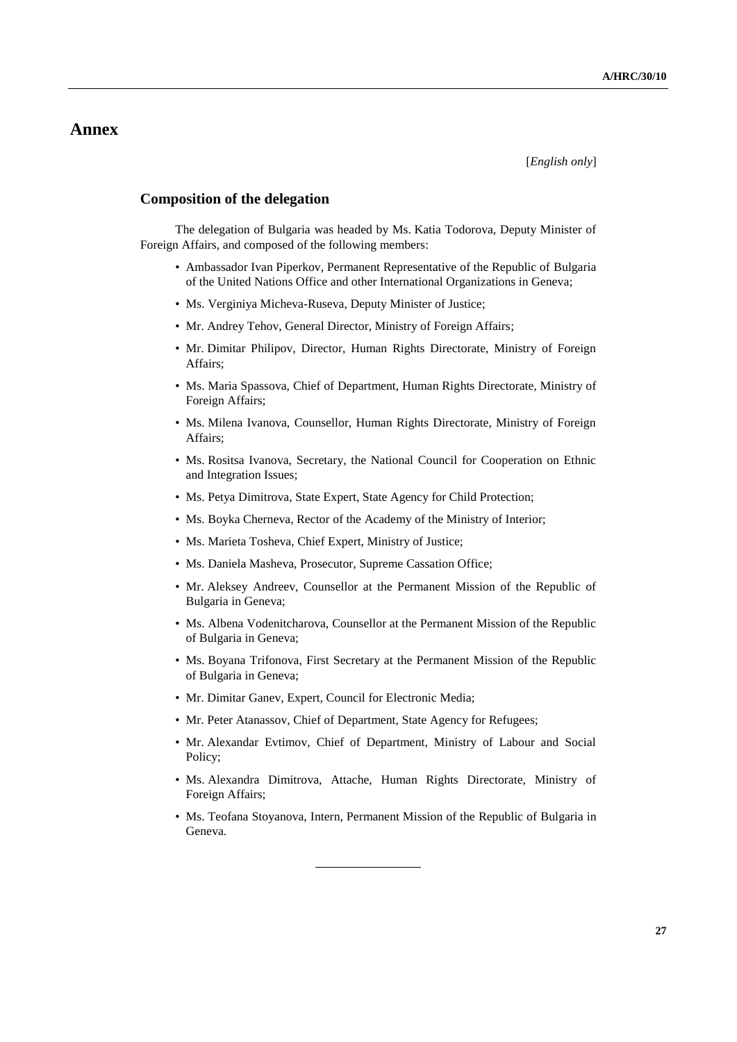# Annex

[*English only*]

## Composition of the delegation

The delegation of Bulgaria was headed by Ms. Katia Todorova, Deputy Minister of Foreign Affairs, and composed of the following members:

- Ambassador Ivan Piperkov, Permanent Representative of the Republic of Bulgaria of the United Nations Office and other International Organizations in Geneva;
- Ms. Verginiya Micheva-Ruseva, Deputy Minister of Justice;
- Mr. Andrey Tehov, General Director, Ministry of Foreign Affairs;
- Mr. Dimitar Philipov, Director, Human Rights Directorate, Ministry of Foreign Affairs;
- Ms. Maria Spassova, Chief of Department, Human Rights Directorate, Ministry of Foreign Affairs;
- Ms. Milena Ivanova, Counsellor, Human Rights Directorate, Ministry of Foreign Affairs;
- Ms. Rositsa Ivanova, Secretary, the National Council for Cooperation on Ethnic and Integration Issues;
- Ms. Petya Dimitrova, State Expert, State Agency for Child Protection;
- Ms. Boyka Cherneva, Rector of the Academy of the Ministry of Interior;
- Ms. Marieta Tosheva, Chief Expert, Ministry of Justice;
- Ms. Daniela Masheva, Prosecutor, Supreme Cassation Office;
- Mr. Aleksey Andreev, Counsellor at the Permanent Mission of the Republic of Bulgaria in Geneva;
- Ms. Albena Vodenitcharova, Counsellor at the Permanent Mission of the Republic of Bulgaria in Geneva;
- Ms. Boyana Trifonova, First Secretary at the Permanent Mission of the Republic of Bulgaria in Geneva;
- Mr. Dimitar Ganev, Expert, Council for Electronic Media;
- Mr. Peter Atanassov, Chief of Department, State Agency for Refugees;
- Mr. Alexandar Evtimov, Chief of Department, Ministry of Labour and Social Policy;
- Ms. Alexandra Dimitrova, Attache, Human Rights Directorate, Ministry of Foreign Affairs;
- Ms. Teofana Stoyanova, Intern, Permanent Mission of the Republic of Bulgaria in Geneva.